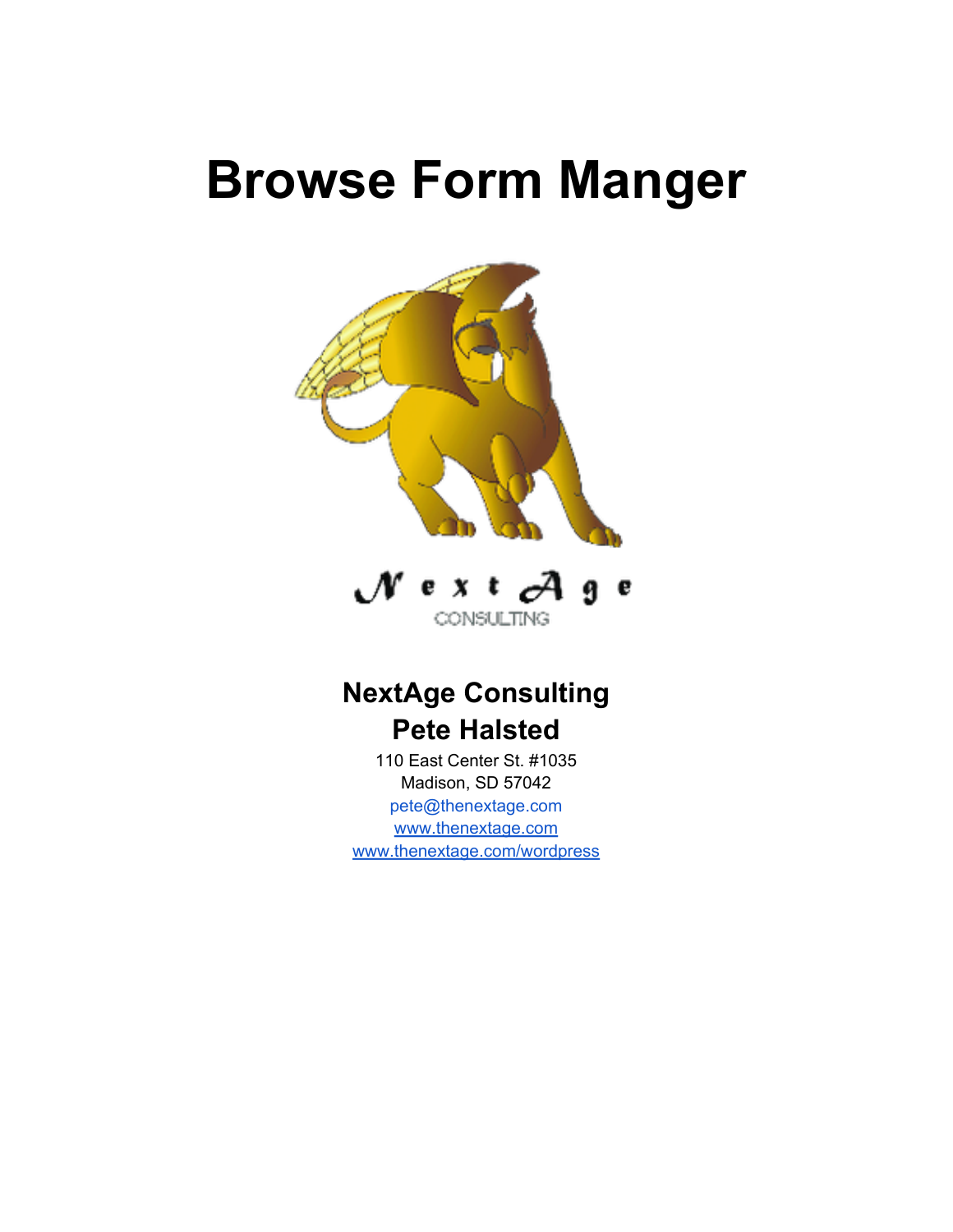# Browse Form Manger

NextAge
CONSULTING

**NextAge Consulting**
**Pete Halsted**

110 East Center St. #1035
Madison, SD 57042
pete@thenextage.com
www.thenextage.com
www.thenextage.com/wordpress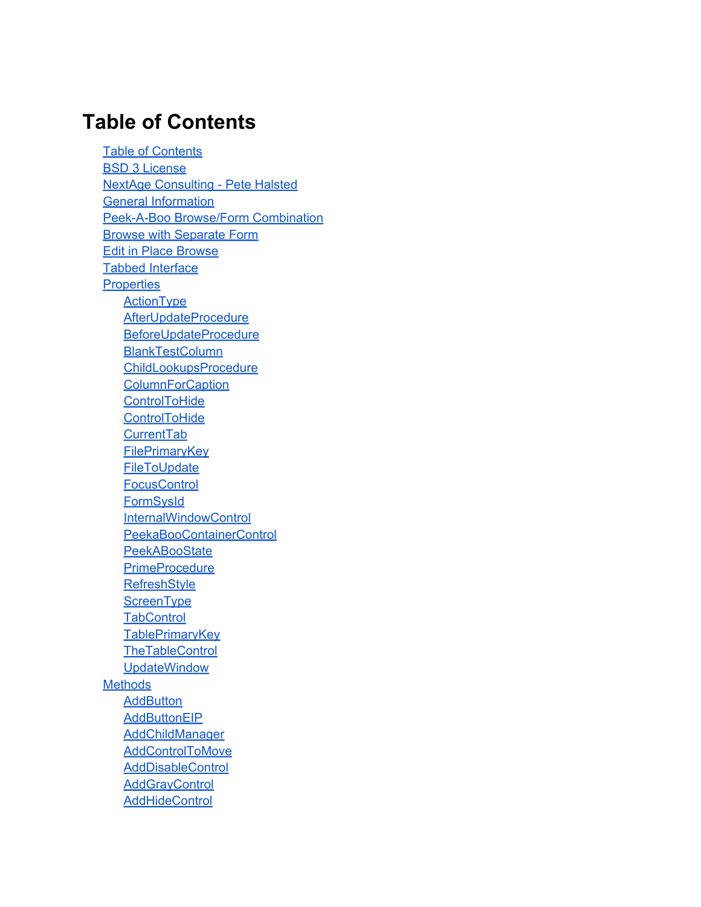# Table of Contents

- Table of Contents
- BSD 3 License
- NextAge Consulting - Pete Halsted
- General Information
- Peek-A-Boo Browse/Form Combination
- Browse with Separate Form
- Edit in Place Browse
- Tabbed Interface
- Properties
    - ActionType
    - AfterUpdateProcedure
    - BeforeUpdateProcedure
    - BlankTestColumn
    - ChildLookupsProcedure
    - ColumnForCaption
    - ControlToHide
    - ControlToHide
    - CurrentTab
    - FilePrimaryKey
    - FileToUpdate
    - FocusControl
    - FormSysId
    - InternalWindowControl
    - PeekaBooContainerControl
    - PeekABooState
    - PrimeProcedure
    - RefreshStyle
    - ScreenType
    - TabControl
    - TablePrimaryKey
    - TheTableControl
    - UpdateWindow
- Methods
    - AddButton
    - AddButtonEIP
    - AddChildManager
    - AddControlToMove
    - AddDisableControl
    - AddGrayControl
    - AddHideControl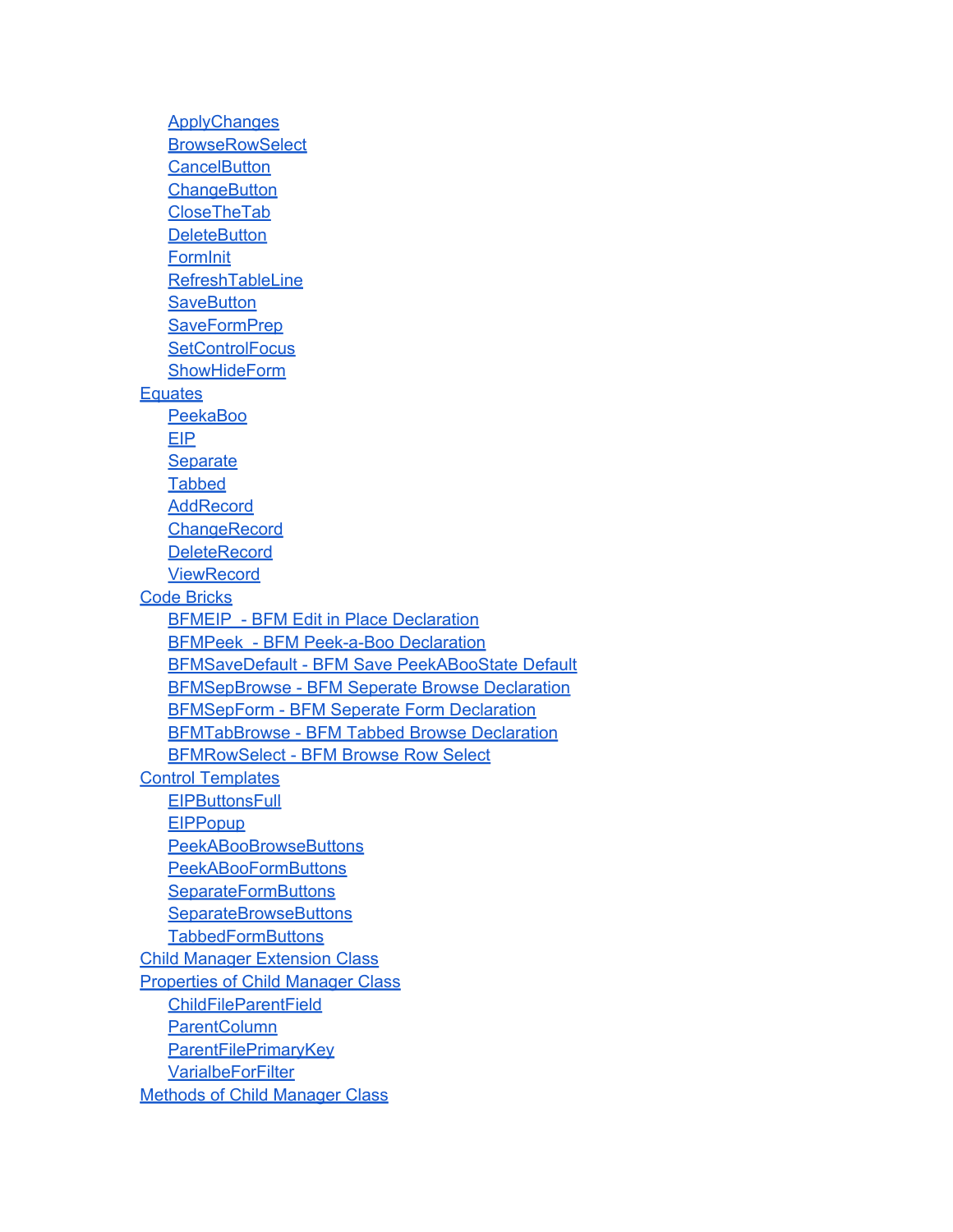- ApplyChanges
- BrowseRowSelect
- CancelButton
- ChangeButton
- CloseTheTab
- DeleteButton
- FormInit
- RefreshTableLine
- SaveButton
- SaveFormPrep
- SetControlFocus
- ShowHideForm

Equates

- PeekaBoo
- EIP
- Separate
- Tabbed
- AddRecord
- ChangeRecord
- DeleteRecord
- ViewRecord

Code Bricks

- BFMEIP  - BFM Edit in Place Declaration
- BFMPeek  - BFM Peek-a-Boo Declaration
- BFMSaveDefault - BFM Save PeekABooState Default
- BFMSepBrowse - BFM Seperate Browse Declaration
- BFMSepForm - BFM Seperate Form Declaration
- BFMTabBrowse - BFM Tabbed Browse Declaration
- BFMRowSelect - BFM Browse Row Select

Control Templates

- EIPButtonsFull
- EIPPopup
- PeekABooBrowseButtons
- PeekABooFormButtons
- SeparateFormButtons
- SeparateBrowseButtons
- TabbedFormButtons

Child Manager Extension Class

Properties of Child Manager Class

- ChildFileParentField
- ParentColumn
- ParentFilePrimaryKey
- VarialbeForFilter

Methods of Child Manager Class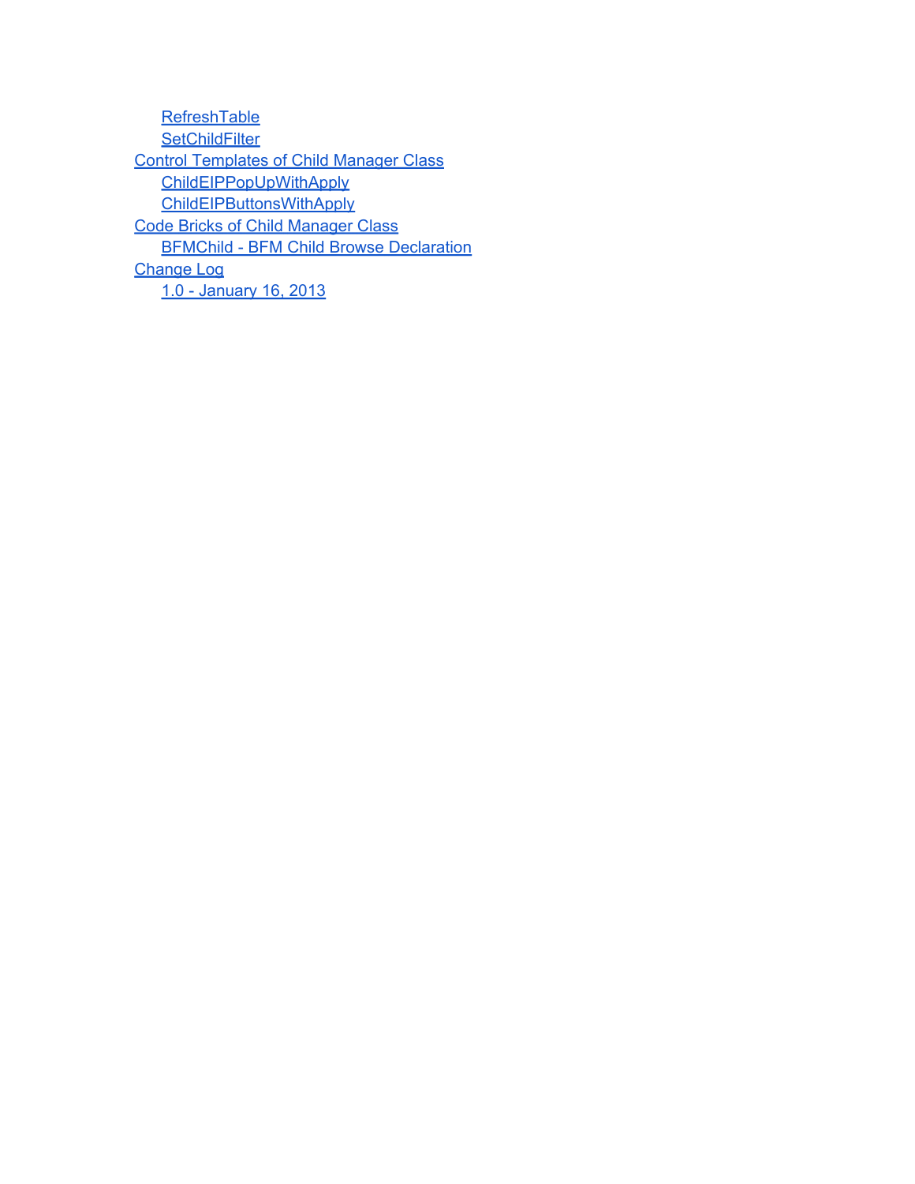- RefreshTable
- SetChildFilter
- Control Templates of Child Manager Class
  - ChildEIPPopUpWithApply
  - ChildEIPButtonsWithApply
- Code Bricks of Child Manager Class
  - BFMChild - BFM Child Browse Declaration
- Change Log
  - 1.0 - January 16, 2013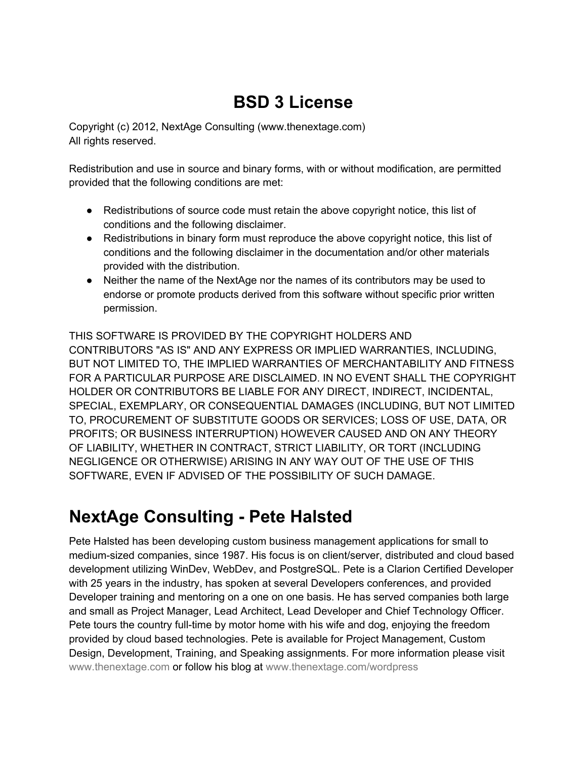# BSD 3 License

Copyright (c) 2012, NextAge Consulting (www.thenextage.com)
All rights reserved.

Redistribution and use in source and binary forms, with or without modification, are permitted provided that the following conditions are met:

- Redistributions of source code must retain the above copyright notice, this list of conditions and the following disclaimer.
- Redistributions in binary form must reproduce the above copyright notice, this list of conditions and the following disclaimer in the documentation and/or other materials provided with the distribution.
- Neither the name of the NextAge nor the names of its contributors may be used to endorse or promote products derived from this software without specific prior written permission.

THIS SOFTWARE IS PROVIDED BY THE COPYRIGHT HOLDERS AND CONTRIBUTORS "AS IS" AND ANY EXPRESS OR IMPLIED WARRANTIES, INCLUDING, BUT NOT LIMITED TO, THE IMPLIED WARRANTIES OF MERCHANTABILITY AND FITNESS FOR A PARTICULAR PURPOSE ARE DISCLAIMED. IN NO EVENT SHALL THE COPYRIGHT HOLDER OR CONTRIBUTORS BE LIABLE FOR ANY DIRECT, INDIRECT, INCIDENTAL, SPECIAL, EXEMPLARY, OR CONSEQUENTIAL DAMAGES (INCLUDING, BUT NOT LIMITED TO, PROCUREMENT OF SUBSTITUTE GOODS OR SERVICES; LOSS OF USE, DATA, OR PROFITS; OR BUSINESS INTERRUPTION) HOWEVER CAUSED AND ON ANY THEORY OF LIABILITY, WHETHER IN CONTRACT, STRICT LIABILITY, OR TORT (INCLUDING NEGLIGENCE OR OTHERWISE) ARISING IN ANY WAY OUT OF THE USE OF THIS SOFTWARE, EVEN IF ADVISED OF THE POSSIBILITY OF SUCH DAMAGE.

# NextAge Consulting - Pete Halsted

Pete Halsted has been developing custom business management applications for small to medium-sized companies, since 1987. His focus is on client/server, distributed and cloud based development utilizing WinDev, WebDev, and PostgreSQL. Pete is a Clarion Certified Developer with 25 years in the industry, has spoken at several Developers conferences, and provided Developer training and mentoring on a one on one basis. He has served companies both large and small as Project Manager, Lead Architect, Lead Developer and Chief Technology Officer. Pete tours the country full-time by motor home with his wife and dog, enjoying the freedom provided by cloud based technologies. Pete is available for Project Management, Custom Design, Development, Training, and Speaking assignments. For more information please visit www.thenextage.com or follow his blog at www.thenextage.com/wordpress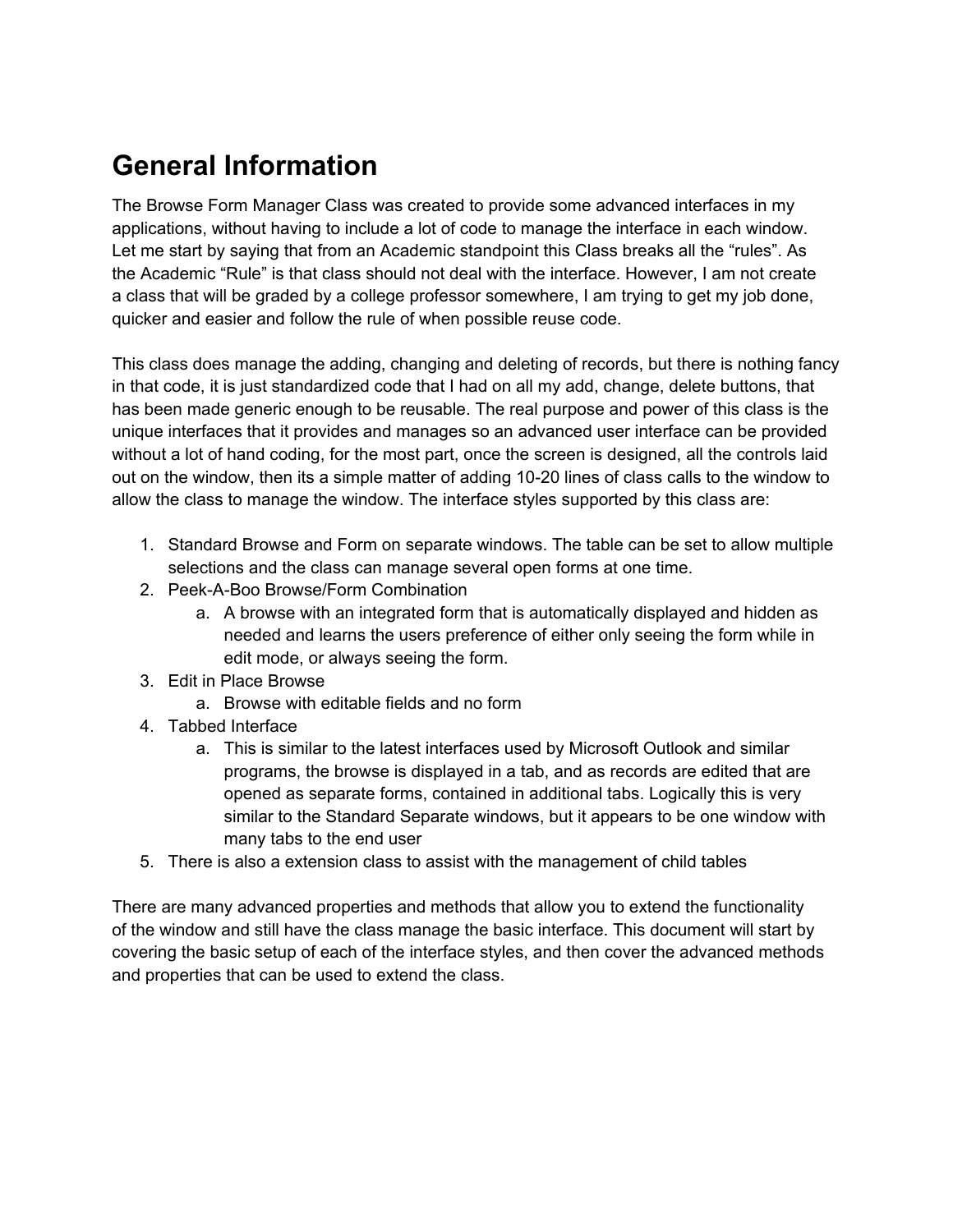# General Information

The Browse Form Manager Class was created to provide some advanced interfaces in my applications, without having to include a lot of code to manage the interface in each window. Let me start by saying that from an Academic standpoint this Class breaks all the "rules". As the Academic "Rule" is that class should not deal with the interface. However, I am not create a class that will be graded by a college professor somewhere, I am trying to get my job done, quicker and easier and follow the rule of when possible reuse code.

This class does manage the adding, changing and deleting of records, but there is nothing fancy in that code, it is just standardized code that I had on all my add, change, delete buttons, that has been made generic enough to be reusable. The real purpose and power of this class is the unique interfaces that it provides and manages so an advanced user interface can be provided without a lot of hand coding, for the most part, once the screen is designed, all the controls laid out on the window, then its a simple matter of adding 10-20 lines of class calls to the window to allow the class to manage the window. The interface styles supported by this class are:

1. Standard Browse and Form on separate windows. The table can be set to allow multiple selections and the class can manage several open forms at one time.
2. Peek-A-Boo Browse/Form Combination
   a. A browse with an integrated form that is automatically displayed and hidden as needed and learns the users preference of either only seeing the form while in edit mode, or always seeing the form.
3. Edit in Place Browse
   a. Browse with editable fields and no form
4. Tabbed Interface
   a. This is similar to the latest interfaces used by Microsoft Outlook and similar programs, the browse is displayed in a tab, and as records are edited that are opened as separate forms, contained in additional tabs. Logically this is very similar to the Standard Separate windows, but it appears to be one window with many tabs to the end user
5. There is also a extension class to assist with the management of child tables

There are many advanced properties and methods that allow you to extend the functionality of the window and still have the class manage the basic interface. This document will start by covering the basic setup of each of the interface styles, and then cover the advanced methods and properties that can be used to extend the class.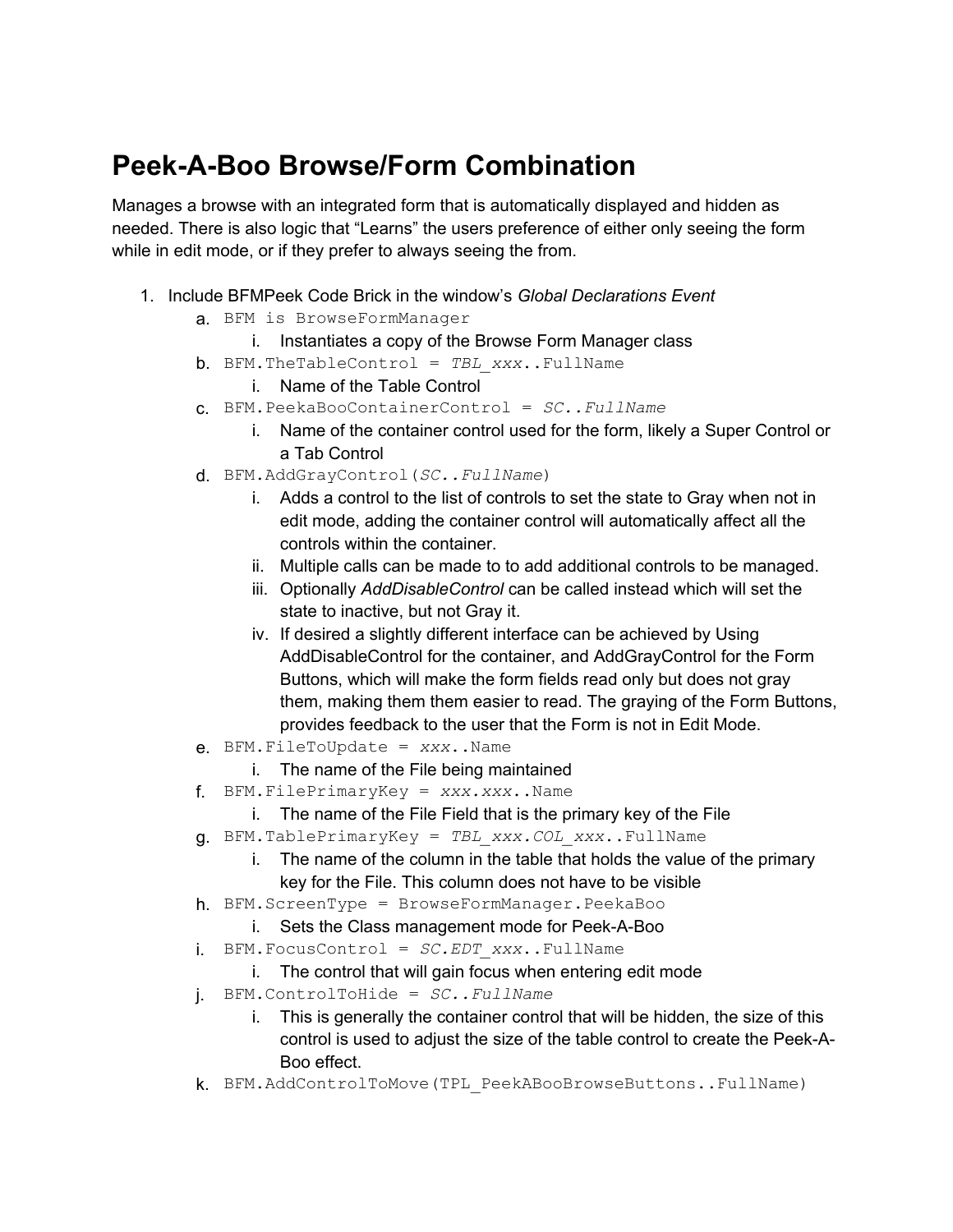# Peek-A-Boo Browse/Form Combination

Manages a browse with an integrated form that is automatically displayed and hidden as needed. There is also logic that "Learns" the users preference of either only seeing the form while in edit mode, or if they prefer to always seeing the from.

1. Include BFMPeek Code Brick in the window's *Global Declarations Event*
   a. `BFM is BrowseFormManager`
      i. Instantiates a copy of the Browse Form Manager class
   b. `BFM.TheTableControl = `*`TBL_xxx`*`..FullName`
      i. Name of the Table Control
   c. `BFM.PeekaBooContainerControl = `*`SC..FullName`*
      i. Name of the container control used for the form, likely a Super Control or a Tab Control
   d. `BFM.AddGrayControl(`*`SC..FullName`*`)`
      i. Adds a control to the list of controls to set the state to Gray when not in edit mode, adding the container control will automatically affect all the controls within the container.
      ii. Multiple calls can be made to to add additional controls to be managed.
      iii. Optionally *AddDisableControl* can be called instead which will set the state to inactive, but not Gray it.
      iv. If desired a slightly different interface can be achieved by Using AddDisableControl for the container, and AddGrayControl for the Form Buttons, which will make the form fields read only but does not gray them, making them them easier to read. The graying of the Form Buttons, provides feedback to the user that the Form is not in Edit Mode.
   e. `BFM.FileToUpdate = `*`xxx`*`..Name`
      i. The name of the File being maintained
   f. `BFM.FilePrimaryKey = `*`xxx.xxx`*`..Name`
      i. The name of the File Field that is the primary key of the File
   g. `BFM.TablePrimaryKey = `*`TBL_xxx.COL_xxx`*`..FullName`
      i. The name of the column in the table that holds the value of the primary key for the File. This column does not have to be visible
   h. `BFM.ScreenType = BrowseFormManager.PeekaBoo`
      i. Sets the Class management mode for Peek-A-Boo
   i. `BFM.FocusControl = `*`SC.EDT_xxx`*`..FullName`
      i. The control that will gain focus when entering edit mode
   j. `BFM.ControlToHide = `*`SC..FullName`*
      i. This is generally the container control that will be hidden, the size of this control is used to adjust the size of the table control to create the Peek-A-Boo effect.
   k. `BFM.AddControlToMove(TPL_PeekABooBrowseButtons..FullName)`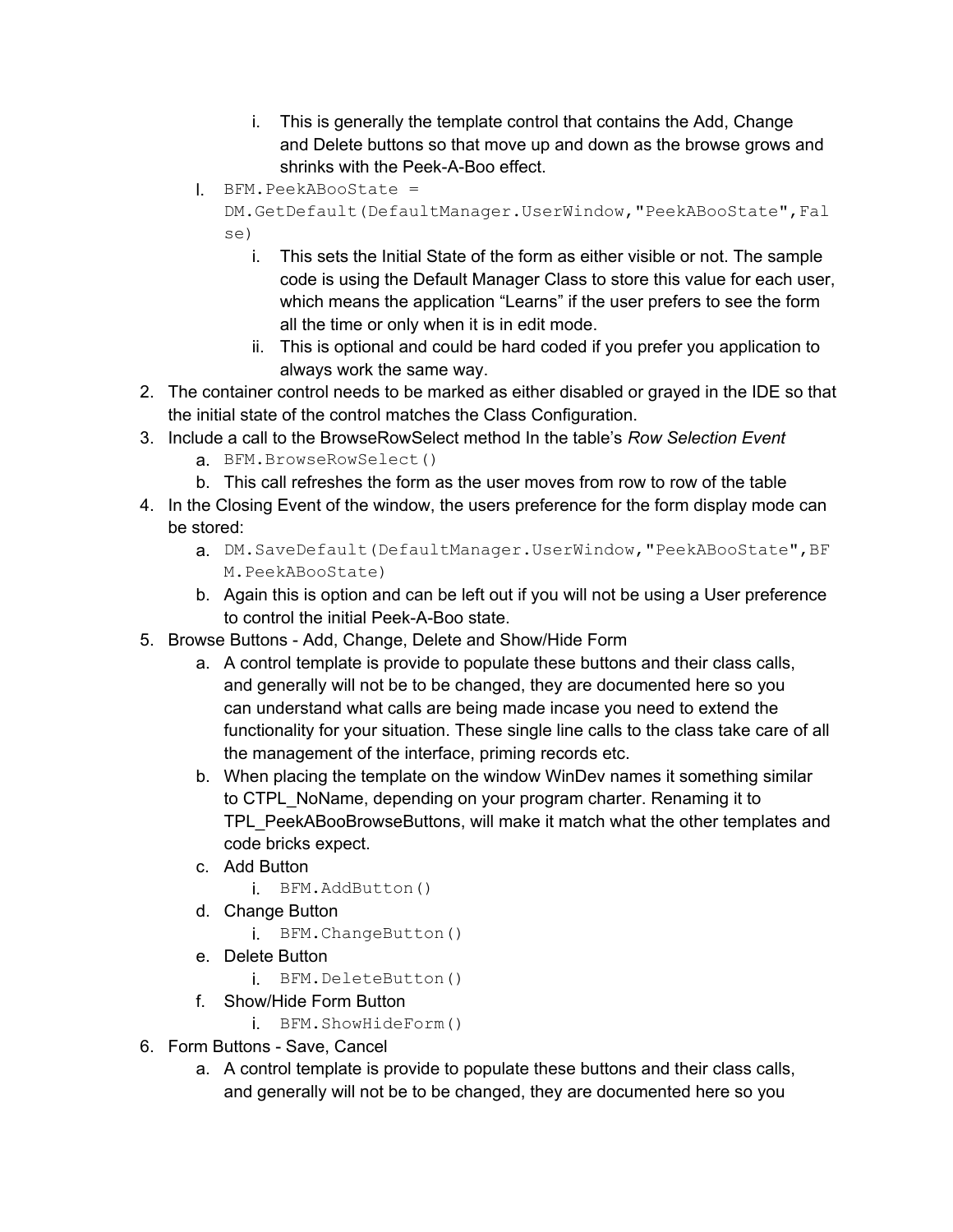i. This is generally the template control that contains the Add, Change and Delete buttons so that move up and down as the browse grows and shrinks with the Peek-A-Boo effect.

    l. `BFM.PeekABooState = DM.GetDefault(DefaultManager.UserWindow,"PeekABooState",False)`
        i. This sets the Initial State of the form as either visible or not. The sample code is using the Default Manager Class to store this value for each user, which means the application "Learns" if the user prefers to see the form all the time or only when it is in edit mode.
        ii. This is optional and could be hard coded if you prefer you application to always work the same way.

2. The container control needs to be marked as either disabled or grayed in the IDE so that the initial state of the control matches the Class Configuration.
3. Include a call to the BrowseRowSelect method In the table's *Row Selection Event*
    a. `BFM.BrowseRowSelect()`
    b. This call refreshes the form as the user moves from row to row of the table
4. In the Closing Event of the window, the users preference for the form display mode can be stored:
    a. `DM.SaveDefault(DefaultManager.UserWindow,"PeekABooState",BFM.PeekABooState)`
    b. Again this is option and can be left out if you will not be using a User preference to control the initial Peek-A-Boo state.
5. Browse Buttons - Add, Change, Delete and Show/Hide Form
    a. A control template is provide to populate these buttons and their class calls, and generally will not be to be changed, they are documented here so you can understand what calls are being made incase you need to extend the functionality for your situation. These single line calls to the class take care of all the management of the interface, priming records etc.
    b. When placing the template on the window WinDev names it something similar to CTPL_NoName, depending on your program charter. Renaming it to TPL_PeekABooBrowseButtons, will make it match what the other templates and code bricks expect.
    c. Add Button
        i. `BFM.AddButton()`
    d. Change Button
        i. `BFM.ChangeButton()`
    e. Delete Button
        i. `BFM.DeleteButton()`
    f. Show/Hide Form Button
        i. `BFM.ShowHideForm()`
6. Form Buttons - Save, Cancel
    a. A control template is provide to populate these buttons and their class calls, and generally will not be to be changed, they are documented here so you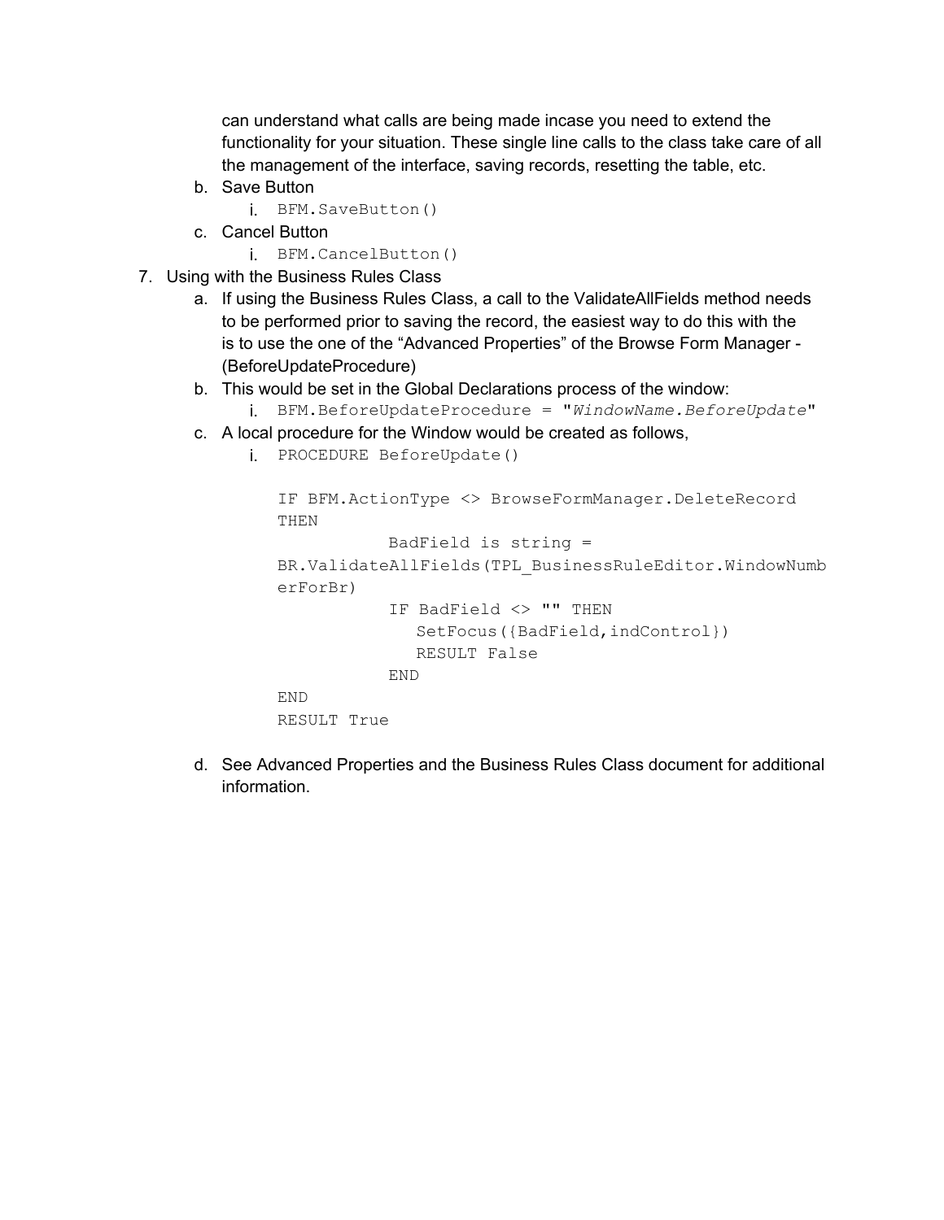can understand what calls are being made incase you need to extend the functionality for your situation. These single line calls to the class take care of all the management of the interface, saving records, resetting the table, etc.

   b. Save Button
      i. `BFM.SaveButton()`
   c. Cancel Button
      i. `BFM.CancelButton()`

7. Using with the Business Rules Class
   a. If using the Business Rules Class, a call to the ValidateAllFields method needs to be performed prior to saving the record, the easiest way to do this with the is to use the one of the "Advanced Properties" of the Browse Form Manager - (BeforeUpdateProcedure)
   b. This would be set in the Global Declarations process of the window:
      i. `BFM.BeforeUpdateProcedure = "WindowName.BeforeUpdate"`
   c. A local procedure for the Window would be created as follows,
      i.

```
PROCEDURE BeforeUpdate()

IF BFM.ActionType <> BrowseFormManager.DeleteRecord
THEN
           BadField is string =
BR.ValidateAllFields(TPL_BusinessRuleEditor.WindowNumb
erForBr)
           IF BadField <> "" THEN
              SetFocus({BadField,indControl})
              RESULT False
           END
END
RESULT True
```

   d. See Advanced Properties and the Business Rules Class document for additional information.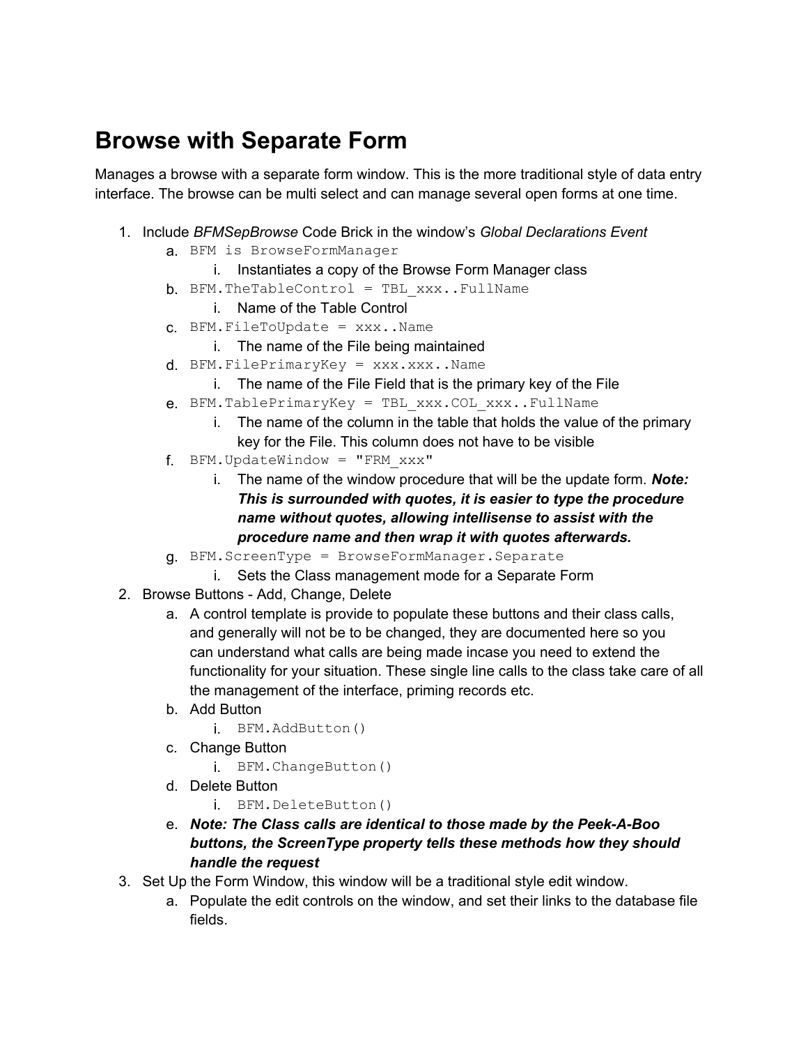# Browse with Separate Form

Manages a browse with a separate form window. This is the more traditional style of data entry interface. The browse can be multi select and can manage several open forms at one time.

1. Include *BFMSepBrowse* Code Brick in the window's *Global Declarations Event*
    a. `BFM is BrowseFormManager`
        i. Instantiates a copy of the Browse Form Manager class
    b. `BFM.TheTableControl = TBL_xxx..FullName`
        i. Name of the Table Control
    c. `BFM.FileToUpdate = xxx..Name`
        i. The name of the File being maintained
    d. `BFM.FilePrimaryKey = xxx.xxx..Name`
        i. The name of the File Field that is the primary key of the File
    e. `BFM.TablePrimaryKey = TBL_xxx.COL_xxx..FullName`
        i. The name of the column in the table that holds the value of the primary key for the File. This column does not have to be visible
    f. `BFM.UpdateWindow = "FRM_xxx"`
        i. The name of the window procedure that will be the update form. ***Note: This is surrounded with quotes, it is easier to type the procedure name without quotes, allowing intellisense to assist with the procedure name and then wrap it with quotes afterwards.***
    g. `BFM.ScreenType = BrowseFormManager.Separate`
        i. Sets the Class management mode for a Separate Form
2. Browse Buttons - Add, Change, Delete
    a. A control template is provide to populate these buttons and their class calls, and generally will not be to be changed, they are documented here so you can understand what calls are being made incase you need to extend the functionality for your situation. These single line calls to the class take care of all the management of the interface, priming records etc.
    b. Add Button
        i. `BFM.AddButton()`
    c. Change Button
        i. `BFM.ChangeButton()`
    d. Delete Button
        i. `BFM.DeleteButton()`
    e. ***Note: The Class calls are identical to those made by the Peek-A-Boo buttons, the ScreenType property tells these methods how they should handle the request***
3. Set Up the Form Window, this window will be a traditional style edit window.
    a. Populate the edit controls on the window, and set their links to the database file fields.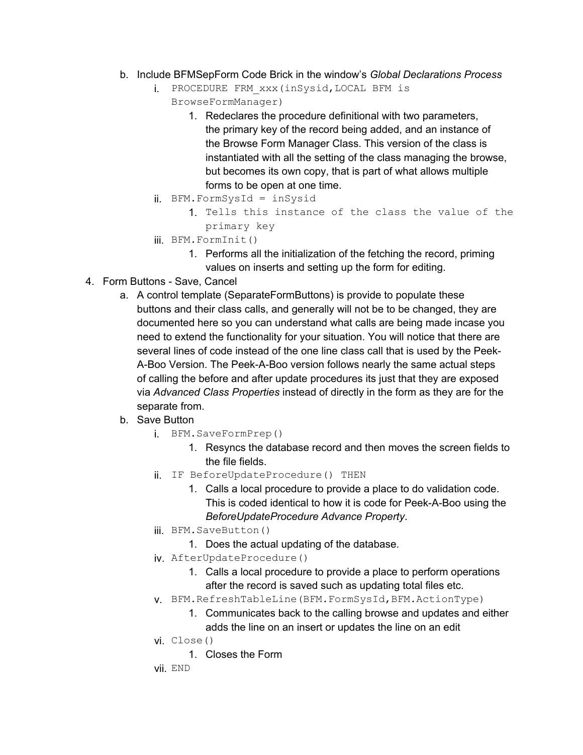b. Include BFMSepForm Code Brick in the window's *Global Declarations Process*
      i. `PROCEDURE FRM_xxx(inSysid,LOCAL BFM is BrowseFormManager)`
         1. Redeclares the procedure definitional with two parameters, the primary key of the record being added, and an instance of the Browse Form Manager Class. This version of the class is instantiated with all the setting of the class managing the browse, but becomes its own copy, that is part of what allows multiple forms to be open at one time.
      ii. `BFM.FormSysId = inSysid`
         1. `Tells this instance of the class the value of the primary key`
      iii. `BFM.FormInit()`
         1. Performs all the initialization of the fetching the record, priming values on inserts and setting up the form for editing.

4. Form Buttons - Save, Cancel
   a. A control template (SeparateFormButtons) is provide to populate these buttons and their class calls, and generally will not be to be changed, they are documented here so you can understand what calls are being made incase you need to extend the functionality for your situation. You will notice that there are several lines of code instead of the one line class call that is used by the Peek-A-Boo Version. The Peek-A-Boo version follows nearly the same actual steps of calling the before and after update procedures its just that they are exposed via *Advanced Class Properties* instead of directly in the form as they are for the separate from.
   b. Save Button
      i. `BFM.SaveFormPrep()`
         1. Resyncs the database record and then moves the screen fields to the file fields.
      ii. `IF BeforeUpdateProcedure() THEN`
         1. Calls a local procedure to provide a place to do validation code. This is coded identical to how it is code for Peek-A-Boo using the *BeforeUpdateProcedure Advance Property*.
      iii. `BFM.SaveButton()`
         1. Does the actual updating of the database.
      iv. `AfterUpdateProcedure()`
         1. Calls a local procedure to provide a place to perform operations after the record is saved such as updating total files etc.
      v. `BFM.RefreshTableLine(BFM.FormSysId,BFM.ActionType)`
         1. Communicates back to the calling browse and updates and either adds the line on an insert or updates the line on an edit
      vi. `Close()`
         1. Closes the Form
      vii. `END`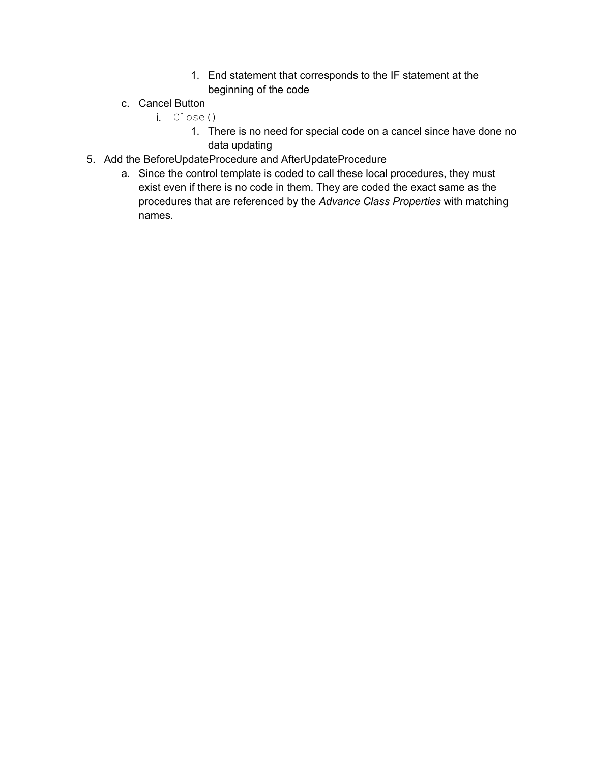1. End statement that corresponds to the IF statement at the beginning of the code
    - c. Cancel Button
        - i. `Close()`
            1. There is no need for special code on a cancel since have done no data updating

5. Add the BeforeUpdateProcedure and AfterUpdateProcedure
    - a. Since the control template is coded to call these local procedures, they must exist even if there is no code in them. They are coded the exact same as the procedures that are referenced by the *Advance Class Properties* with matching names.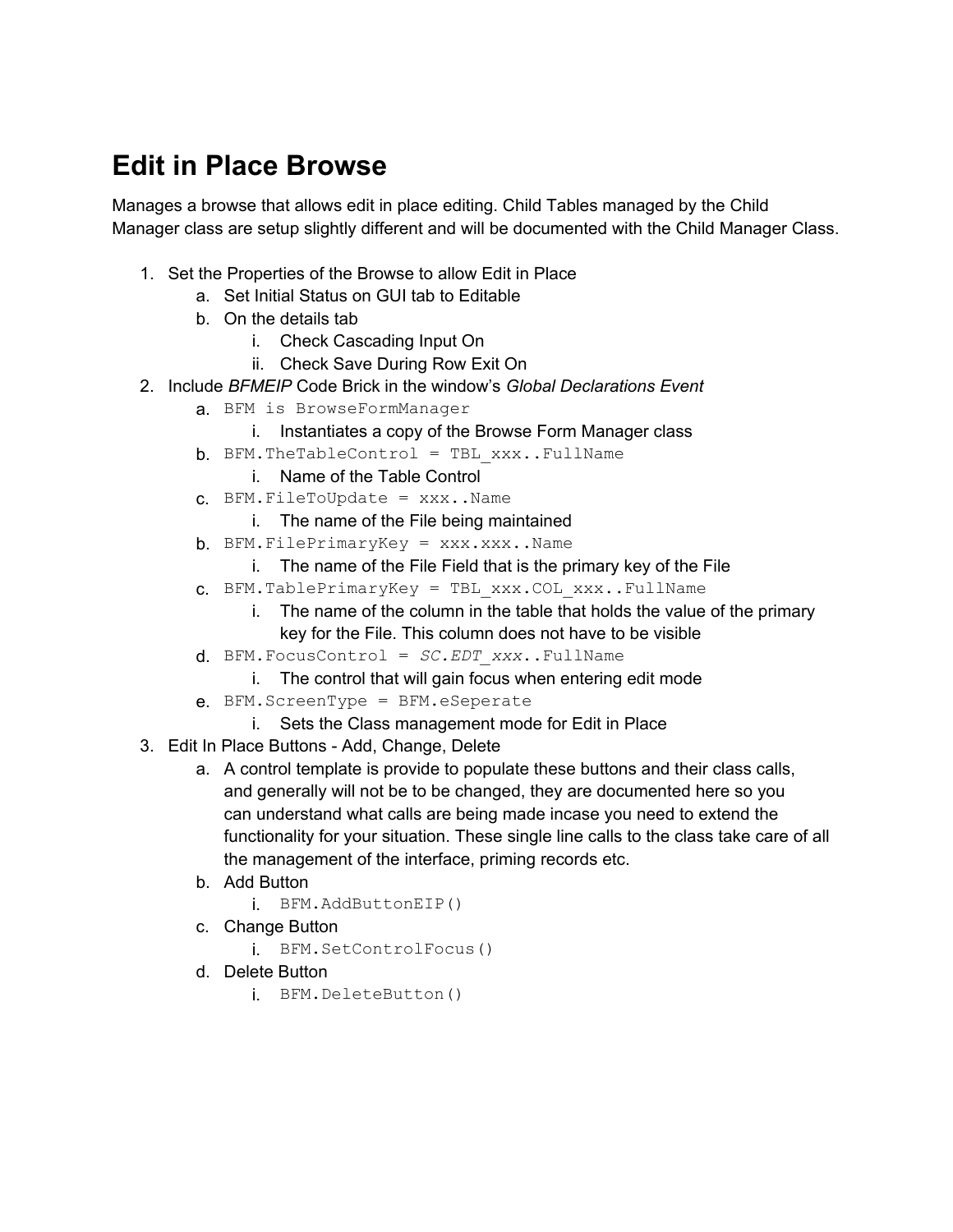# Edit in Place Browse

Manages a browse that allows edit in place editing. Child Tables managed by the Child Manager class are setup slightly different and will be documented with the Child Manager Class.

1. Set the Properties of the Browse to allow Edit in Place
    a. Set Initial Status on GUI tab to Editable
    b. On the details tab
        i. Check Cascading Input On
        ii. Check Save During Row Exit On
2. Include *BFMEIP* Code Brick in the window's *Global Declarations Event*
    a. `BFM is BrowseFormManager`
        i. Instantiates a copy of the Browse Form Manager class
    b. `BFM.TheTableControl = TBL_xxx..FullName`
        i. Name of the Table Control
    c. `BFM.FileToUpdate = xxx..Name`
        i. The name of the File being maintained
    b. `BFM.FilePrimaryKey = xxx.xxx..Name`
        i. The name of the File Field that is the primary key of the File
    c. `BFM.TablePrimaryKey = TBL_xxx.COL_xxx..FullName`
        i. The name of the column in the table that holds the value of the primary key for the File. This column does not have to be visible
    d. `BFM.FocusControl = SC.EDT_xxx..FullName`
        i. The control that will gain focus when entering edit mode
    e. `BFM.ScreenType = BFM.eSeperate`
        i. Sets the Class management mode for Edit in Place
3. Edit In Place Buttons - Add, Change, Delete
    a. A control template is provide to populate these buttons and their class calls, and generally will not be to be changed, they are documented here so you can understand what calls are being made incase you need to extend the functionality for your situation. These single line calls to the class take care of all the management of the interface, priming records etc.
    b. Add Button
        i. `BFM.AddButtonEIP()`
    c. Change Button
        i. `BFM.SetControlFocus()`
    d. Delete Button
        i. `BFM.DeleteButton()`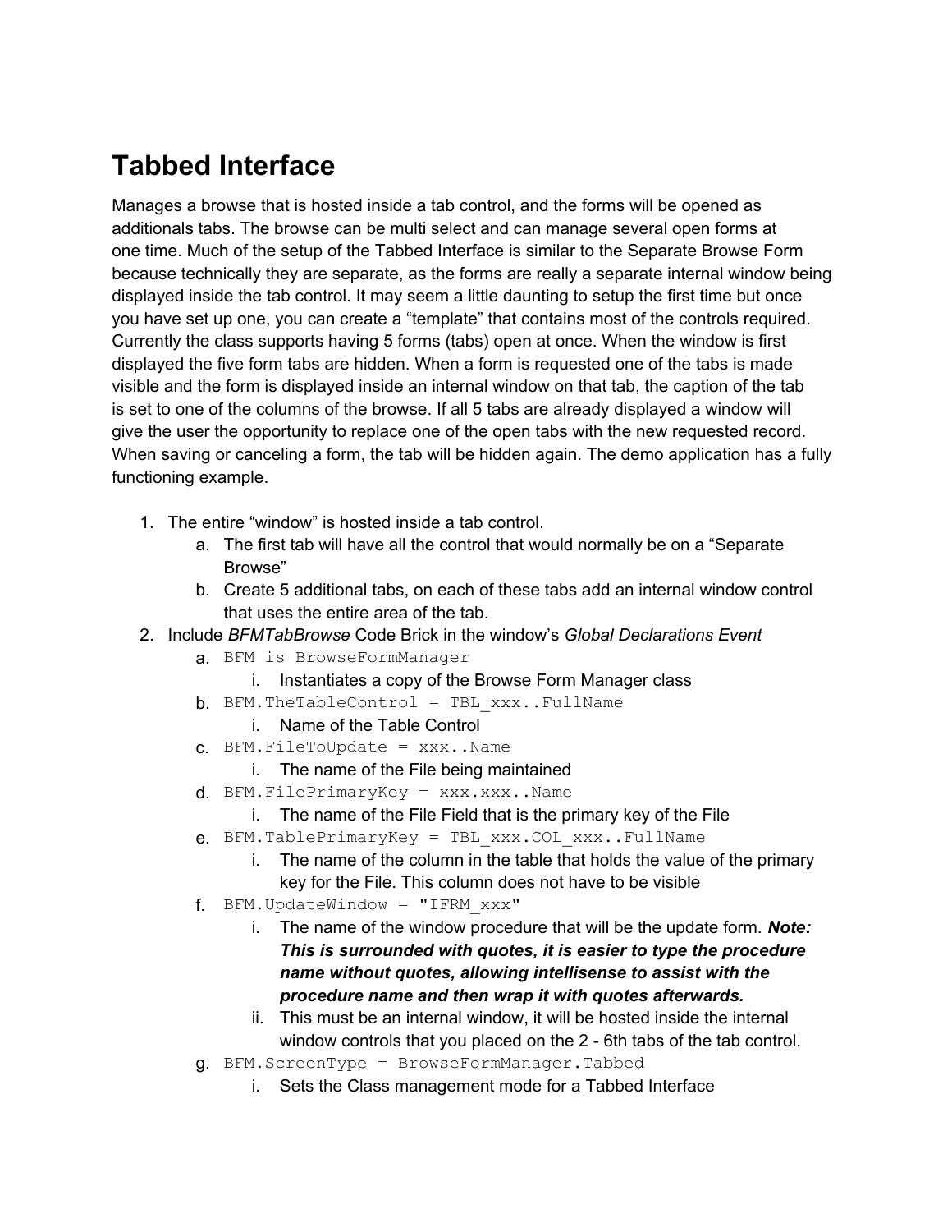# Tabbed Interface

Manages a browse that is hosted inside a tab control, and the forms will be opened as additionals tabs. The browse can be multi select and can manage several open forms at one time. Much of the setup of the Tabbed Interface is similar to the Separate Browse Form because technically they are separate, as the forms are really a separate internal window being displayed inside the tab control. It may seem a little daunting to setup the first time but once you have set up one, you can create a "template" that contains most of the controls required. Currently the class supports having 5 forms (tabs) open at once. When the window is first displayed the five form tabs are hidden. When a form is requested one of the tabs is made visible and the form is displayed inside an internal window on that tab, the caption of the tab is set to one of the columns of the browse. If all 5 tabs are already displayed a window will give the user the opportunity to replace one of the open tabs with the new requested record. When saving or canceling a form, the tab will be hidden again. The demo application has a fully functioning example.

1. The entire "window" is hosted inside a tab control.
   a. The first tab will have all the control that would normally be on a "Separate Browse"
   b. Create 5 additional tabs, on each of these tabs add an internal window control that uses the entire area of the tab.
2. Include *BFMTabBrowse* Code Brick in the window's *Global Declarations Event*
   a. `BFM is BrowseFormManager`
      i. Instantiates a copy of the Browse Form Manager class
   b. `BFM.TheTableControl = TBL_xxx..FullName`
      i. Name of the Table Control
   c. `BFM.FileToUpdate = xxx..Name`
      i. The name of the File being maintained
   d. `BFM.FilePrimaryKey = xxx.xxx..Name`
      i. The name of the File Field that is the primary key of the File
   e. `BFM.TablePrimaryKey = TBL_xxx.COL_xxx..FullName`
      i. The name of the column in the table that holds the value of the primary key for the File. This column does not have to be visible
   f. `BFM.UpdateWindow = "IFRM_xxx"`
      i. The name of the window procedure that will be the update form. ***Note: This is surrounded with quotes, it is easier to type the procedure name without quotes, allowing intellisense to assist with the procedure name and then wrap it with quotes afterwards.***
      ii. This must be an internal window, it will be hosted inside the internal window controls that you placed on the 2 - 6th tabs of the tab control.
   g. `BFM.ScreenType = BrowseFormManager.Tabbed`
      i. Sets the Class management mode for a Tabbed Interface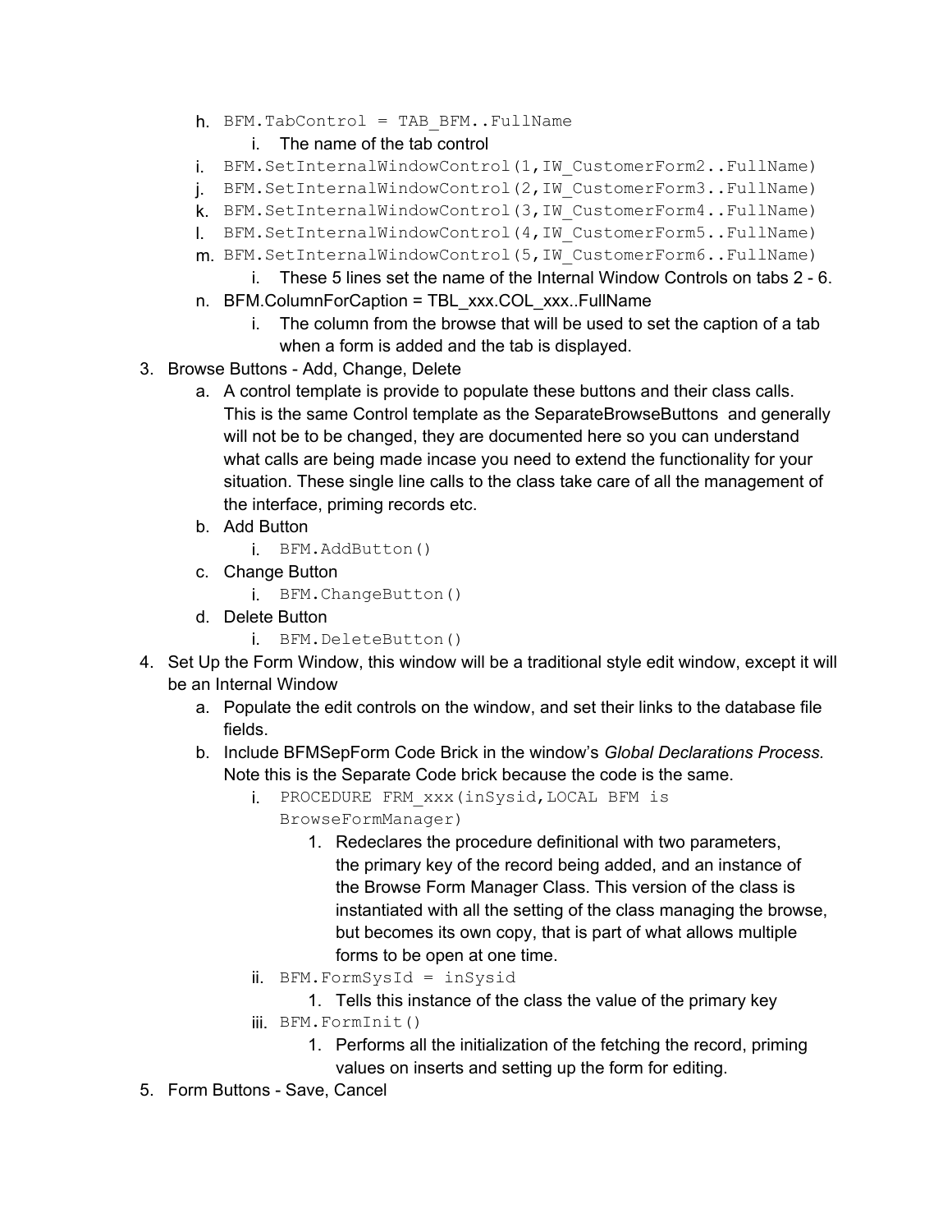h. `BFM.TabControl = TAB_BFM..FullName`
    i. The name of the tab control

i. `BFM.SetInternalWindowControl(1,IW_CustomerForm2..FullName)`

j. `BFM.SetInternalWindowControl(2,IW_CustomerForm3..FullName)`

k. `BFM.SetInternalWindowControl(3,IW_CustomerForm4..FullName)`

l. `BFM.SetInternalWindowControl(4,IW_CustomerForm5..FullName)`

m. `BFM.SetInternalWindowControl(5,IW_CustomerForm6..FullName)`
    i. These 5 lines set the name of the Internal Window Controls on tabs 2 - 6.

n. BFM.ColumnForCaption = TBL_xxx.COL_xxx..FullName
    i. The column from the browse that will be used to set the caption of a tab when a form is added and the tab is displayed.

3. Browse Buttons - Add, Change, Delete
    a. A control template is provide to populate these buttons and their class calls. This is the same Control template as the SeparateBrowseButtons and generally will not be to be changed, they are documented here so you can understand what calls are being made incase you need to extend the functionality for your situation. These single line calls to the class take care of all the management of the interface, priming records etc.
    b. Add Button
        i. `BFM.AddButton()`
    c. Change Button
        i. `BFM.ChangeButton()`
    d. Delete Button
        i. `BFM.DeleteButton()`
4. Set Up the Form Window, this window will be a traditional style edit window, except it will be an Internal Window
    a. Populate the edit controls on the window, and set their links to the database file fields.
    b. Include BFMSepForm Code Brick in the window's *Global Declarations Process.* Note this is the Separate Code brick because the code is the same.
        i. `PROCEDURE FRM_xxx(inSysid,LOCAL BFM is BrowseFormManager)`
            1. Redeclares the procedure definitional with two parameters, the primary key of the record being added, and an instance of the Browse Form Manager Class. This version of the class is instantiated with all the setting of the class managing the browse, but becomes its own copy, that is part of what allows multiple forms to be open at one time.
        ii. `BFM.FormSysId = inSysid`
            1. Tells this instance of the class the value of the primary key
        iii. `BFM.FormInit()`
            1. Performs all the initialization of the fetching the record, priming values on inserts and setting up the form for editing.
5. Form Buttons - Save, Cancel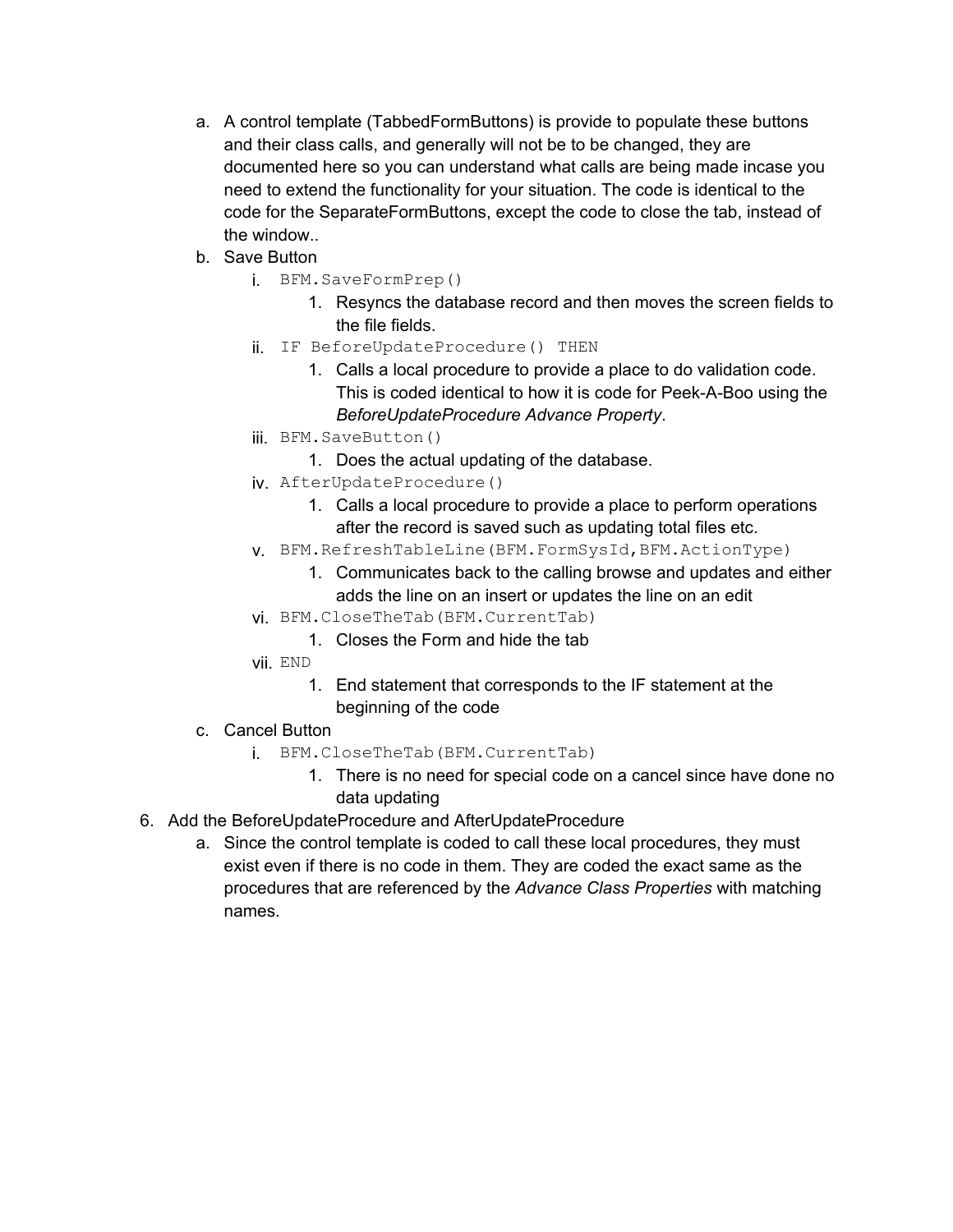a. A control template (TabbedFormButtons) is provide to populate these buttons and their class calls, and generally will not be to be changed, they are documented here so you can understand what calls are being made incase you need to extend the functionality for your situation. The code is identical to the code for the SeparateFormButtons, except the code to close the tab, instead of the window..

b. Save Button
    i. `BFM.SaveFormPrep()`
        1. Resyncs the database record and then moves the screen fields to the file fields.
    ii. `IF BeforeUpdateProcedure() THEN`
        1. Calls a local procedure to provide a place to do validation code. This is coded identical to how it is code for Peek-A-Boo using the *BeforeUpdateProcedure Advance Property*.
    iii. `BFM.SaveButton()`
        1. Does the actual updating of the database.
    iv. `AfterUpdateProcedure()`
        1. Calls a local procedure to provide a place to perform operations after the record is saved such as updating total files etc.
    v. `BFM.RefreshTableLine(BFM.FormSysId,BFM.ActionType)`
        1. Communicates back to the calling browse and updates and either adds the line on an insert or updates the line on an edit
    vi. `BFM.CloseTheTab(BFM.CurrentTab)`
        1. Closes the Form and hide the tab
    vii. `END`
        1. End statement that corresponds to the IF statement at the beginning of the code

c. Cancel Button
    i. `BFM.CloseTheTab(BFM.CurrentTab)`
        1. There is no need for special code on a cancel since have done no data updating

6. Add the BeforeUpdateProcedure and AfterUpdateProcedure
    a. Since the control template is coded to call these local procedures, they must exist even if there is no code in them. They are coded the exact same as the procedures that are referenced by the *Advance Class Properties* with matching names.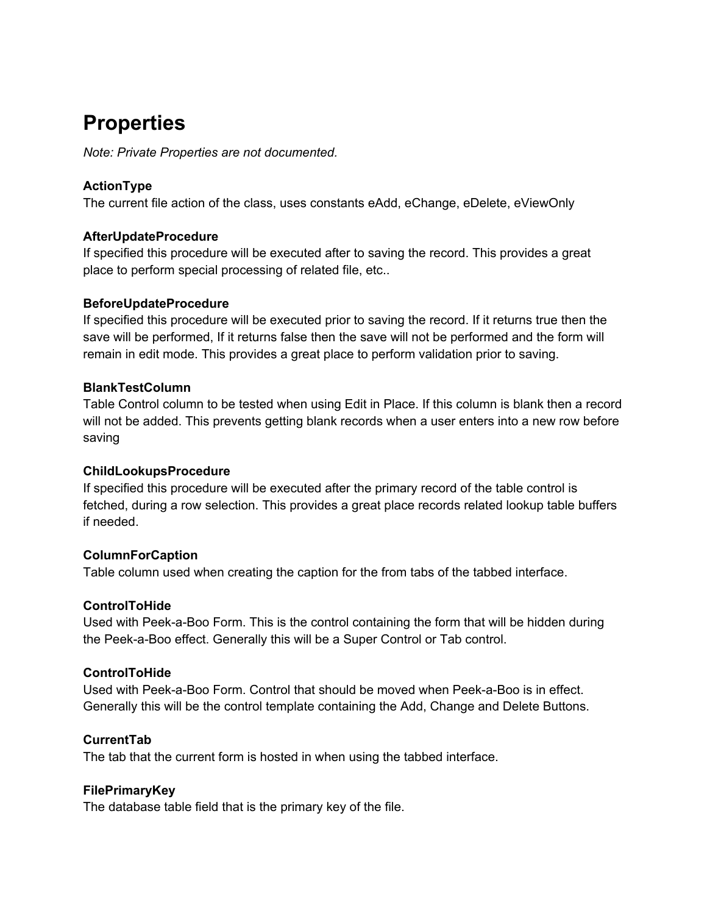# Properties

*Note: Private Properties are not documented.*

**ActionType**
The current file action of the class, uses constants eAdd, eChange, eDelete, eViewOnly

**AfterUpdateProcedure**
If specified this procedure will be executed after to saving the record. This provides a great place to perform special processing of related file, etc..

**BeforeUpdateProcedure**
If specified this procedure will be executed prior to saving the record. If it returns true then the save will be performed, If it returns false then the save will not be performed and the form will remain in edit mode. This provides a great place to perform validation prior to saving.

**BlankTestColumn**
Table Control column to be tested when using Edit in Place. If this column is blank then a record will not be added. This prevents getting blank records when a user enters into a new row before saving

**ChildLookupsProcedure**
If specified this procedure will be executed after the primary record of the table control is fetched, during a row selection. This provides a great place records related lookup table buffers if needed.

**ColumnForCaption**
Table column used when creating the caption for the from tabs of the tabbed interface.

**ControlToHide**
Used with Peek-a-Boo Form. This is the control containing the form that will be hidden during the Peek-a-Boo effect. Generally this will be a Super Control or Tab control.

**ControlToHide**
Used with Peek-a-Boo Form. Control that should be moved when Peek-a-Boo is in effect. Generally this will be the control template containing the Add, Change and Delete Buttons.

**CurrentTab**
The tab that the current form is hosted in when using the tabbed interface.

**FilePrimaryKey**
The database table field that is the primary key of the file.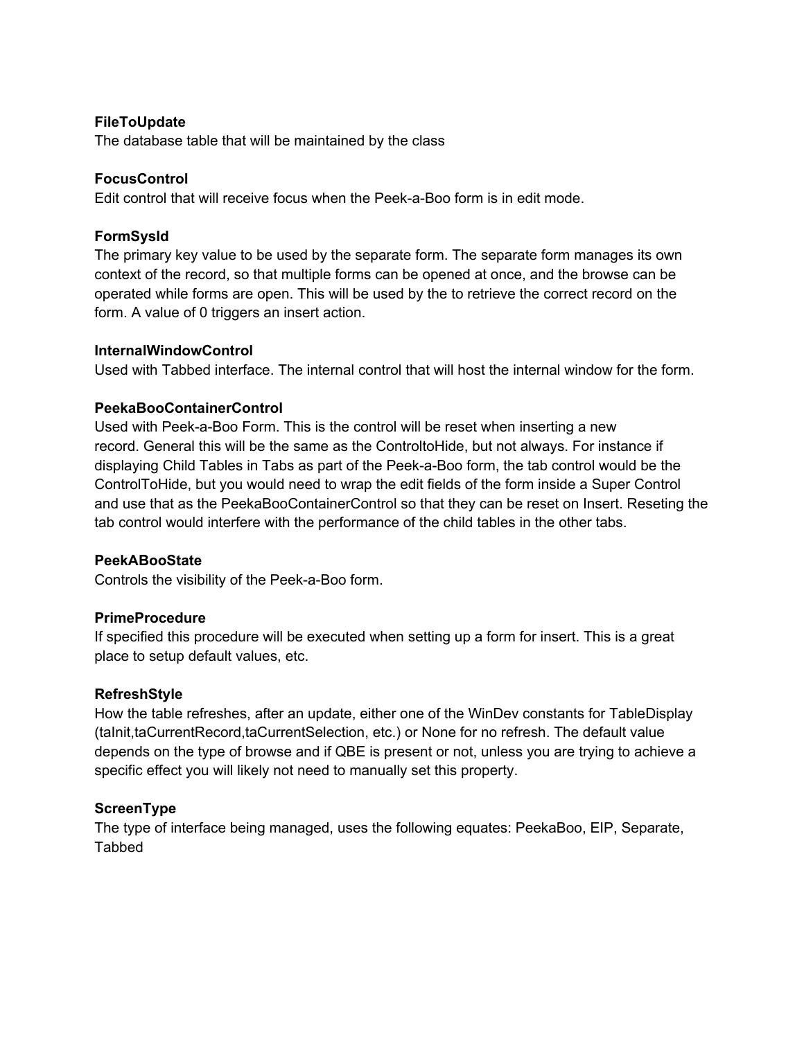**FileToUpdate**
The database table that will be maintained by the class

**FocusControl**
Edit control that will receive focus when the Peek-a-Boo form is in edit mode.

**FormSysId**
The primary key value to be used by the separate form. The separate form manages its own context of the record, so that multiple forms can be opened at once, and the browse can be operated while forms are open. This will be used by the to retrieve the correct record on the form. A value of 0 triggers an insert action.

**InternalWindowControl**
Used with Tabbed interface. The internal control that will host the internal window for the form.

**PeekaBooContainerControl**
Used with Peek-a-Boo Form. This is the control will be reset when inserting a new record. General this will be the same as the ControltoHide, but not always. For instance if displaying Child Tables in Tabs as part of the Peek-a-Boo form, the tab control would be the ControlToHide, but you would need to wrap the edit fields of the form inside a Super Control and use that as the PeekaBooContainerControl so that they can be reset on Insert. Reseting the tab control would interfere with the performance of the child tables in the other tabs.

**PeekABooState**
Controls the visibility of the Peek-a-Boo form.

**PrimeProcedure**
If specified this procedure will be executed when setting up a form for insert. This is a great place to setup default values, etc.

**RefreshStyle**
How the table refreshes, after an update, either one of the WinDev constants for TableDisplay (taInit,taCurrentRecord,taCurrentSelection, etc.) or None for no refresh. The default value depends on the type of browse and if QBE is present or not, unless you are trying to achieve a specific effect you will likely not need to manually set this property.

**ScreenType**
The type of interface being managed, uses the following equates: PeekaBoo, EIP, Separate, Tabbed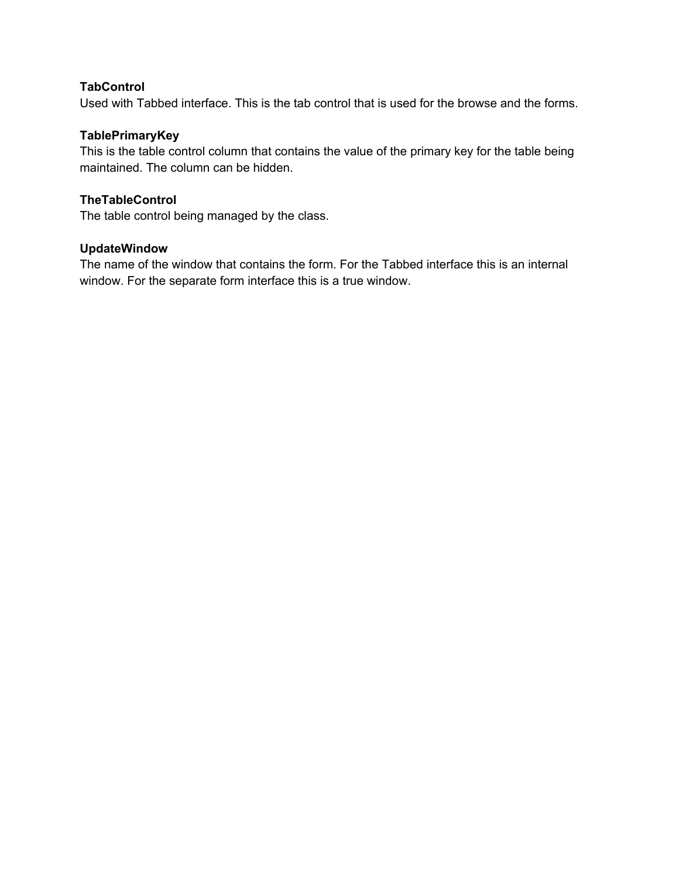**TabControl**
Used with Tabbed interface. This is the tab control that is used for the browse and the forms.

**TablePrimaryKey**
This is the table control column that contains the value of the primary key for the table being maintained. The column can be hidden.

**TheTableControl**
The table control being managed by the class.

**UpdateWindow**
The name of the window that contains the form. For the Tabbed interface this is an internal window. For the separate form interface this is a true window.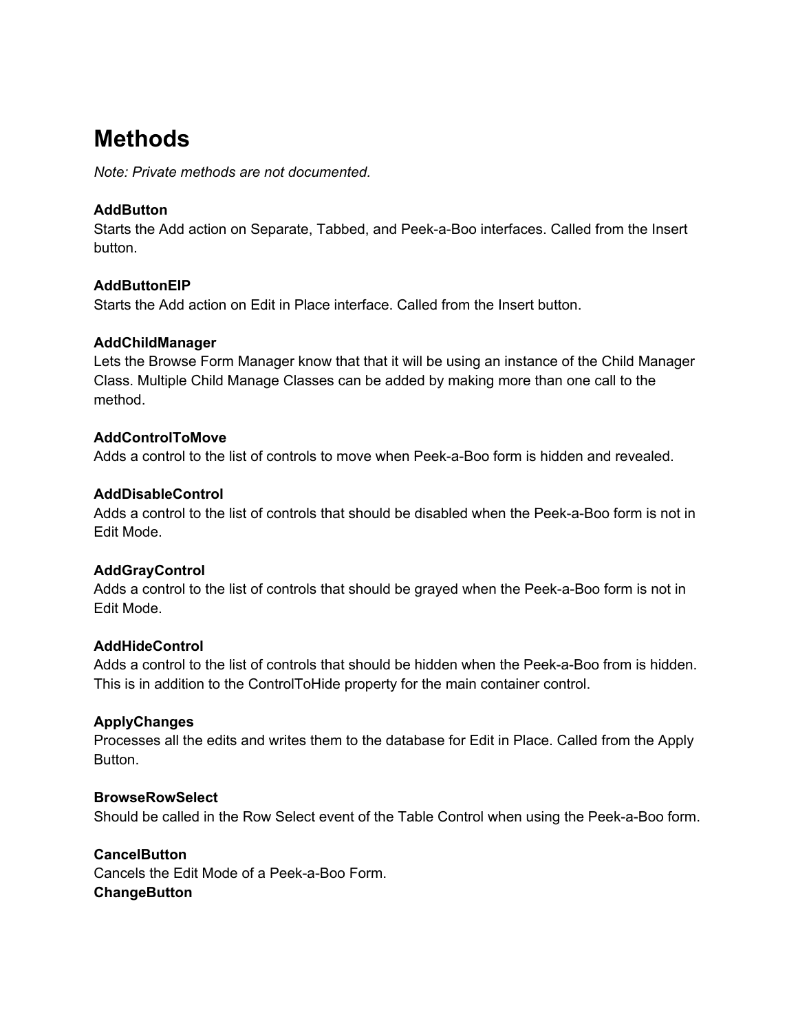# Methods

*Note: Private methods are not documented.*

**AddButton**
Starts the Add action on Separate, Tabbed, and Peek-a-Boo interfaces. Called from the Insert button.

**AddButtonEIP**
Starts the Add action on Edit in Place interface. Called from the Insert button.

**AddChildManager**
Lets the Browse Form Manager know that that it will be using an instance of the Child Manager Class. Multiple Child Manage Classes can be added by making more than one call to the method.

**AddControlToMove**
Adds a control to the list of controls to move when Peek-a-Boo form is hidden and revealed.

**AddDisableControl**
Adds a control to the list of controls that should be disabled when the Peek-a-Boo form is not in Edit Mode.

**AddGrayControl**
Adds a control to the list of controls that should be grayed when the Peek-a-Boo form is not in Edit Mode.

**AddHideControl**
Adds a control to the list of controls that should be hidden when the Peek-a-Boo from is hidden. This is in addition to the ControlToHide property for the main container control.

**ApplyChanges**
Processes all the edits and writes them to the database for Edit in Place. Called from the Apply Button.

**BrowseRowSelect**
Should be called in the Row Select event of the Table Control when using the Peek-a-Boo form.

**CancelButton**
Cancels the Edit Mode of a Peek-a-Boo Form.

**ChangeButton**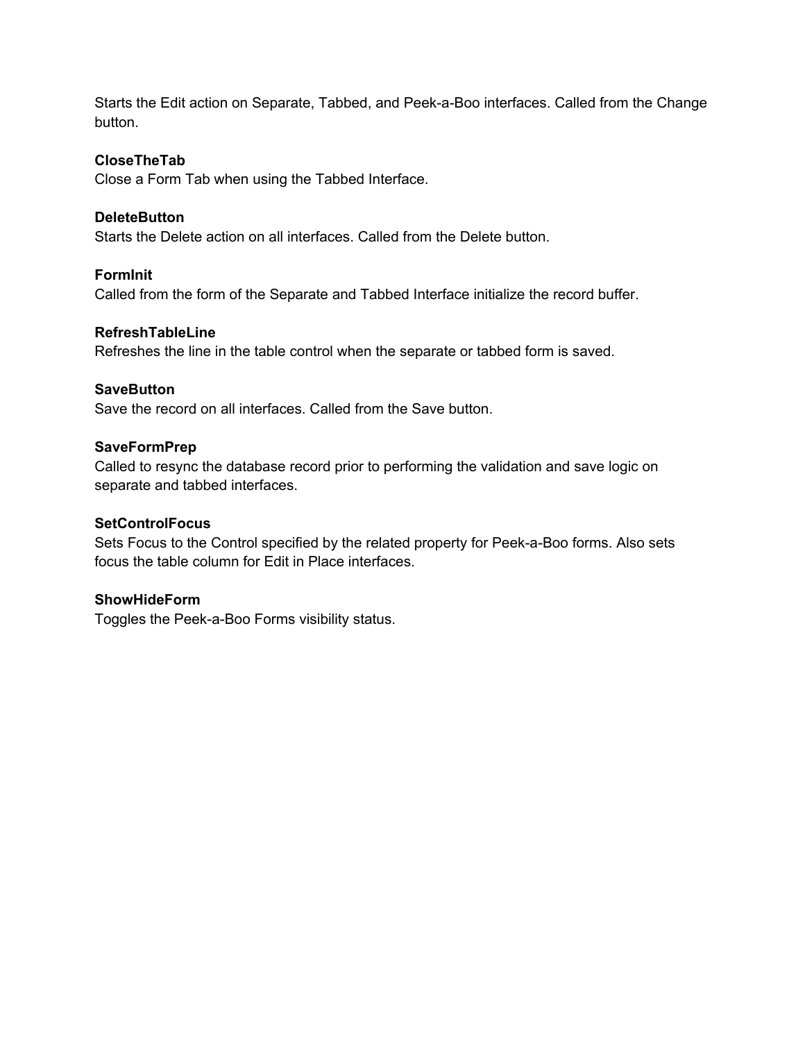Starts the Edit action on Separate, Tabbed, and Peek-a-Boo interfaces. Called from the Change button.

**CloseTheTab**
Close a Form Tab when using the Tabbed Interface.

**DeleteButton**
Starts the Delete action on all interfaces. Called from the Delete button.

**FormInit**
Called from the form of the Separate and Tabbed Interface initialize the record buffer.

**RefreshTableLine**
Refreshes the line in the table control when the separate or tabbed form is saved.

**SaveButton**
Save the record on all interfaces. Called from the Save button.

**SaveFormPrep**
Called to resync the database record prior to performing the validation and save logic on separate and tabbed interfaces.

**SetControlFocus**
Sets Focus to the Control specified by the related property for Peek-a-Boo forms. Also sets focus the table column for Edit in Place interfaces.

**ShowHideForm**
Toggles the Peek-a-Boo Forms visibility status.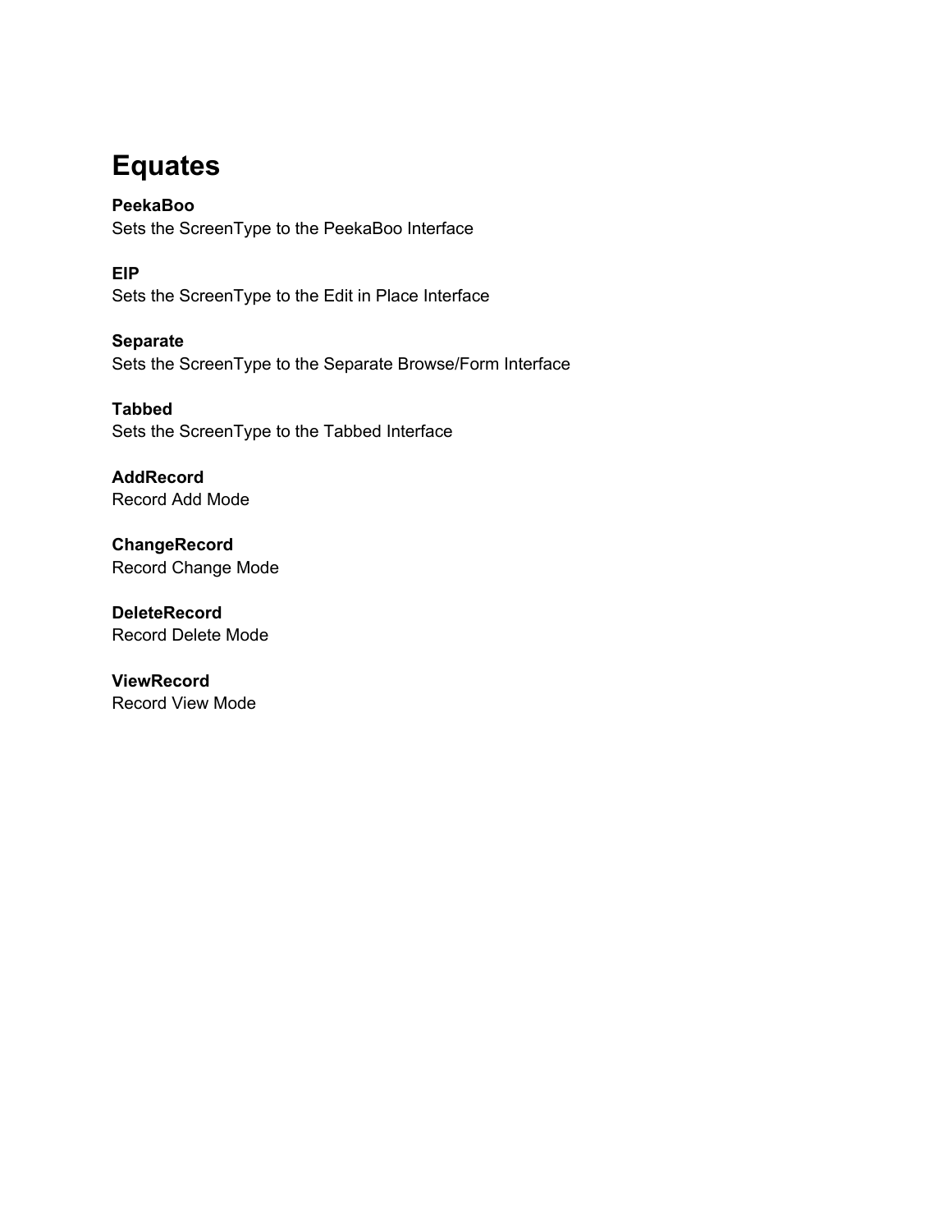# Equates

**PeekaBoo**
Sets the ScreenType to the PeekaBoo Interface

**EIP**
Sets the ScreenType to the Edit in Place Interface

**Separate**
Sets the ScreenType to the Separate Browse/Form Interface

**Tabbed**
Sets the ScreenType to the Tabbed Interface

**AddRecord**
Record Add Mode

**ChangeRecord**
Record Change Mode

**DeleteRecord**
Record Delete Mode

**ViewRecord**
Record View Mode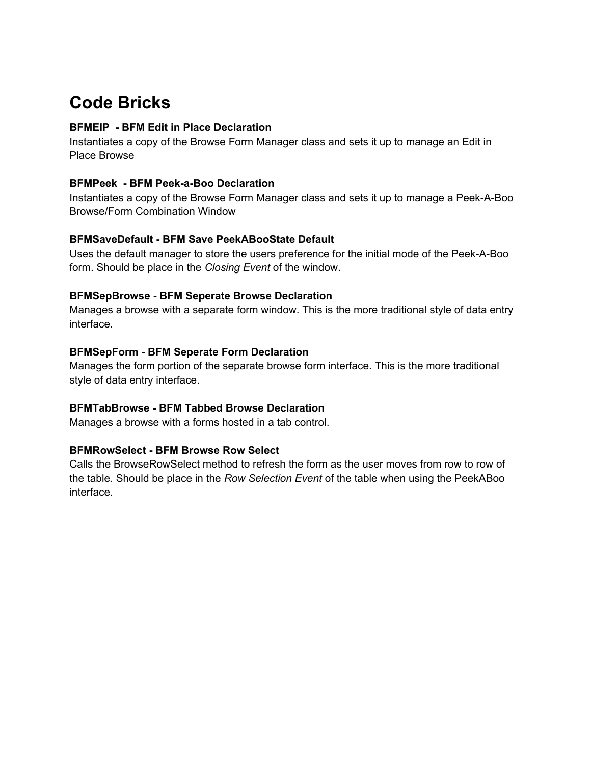# Code Bricks

**BFMEIP  - BFM Edit in Place Declaration**
Instantiates a copy of the Browse Form Manager class and sets it up to manage an Edit in Place Browse

**BFMPeek  - BFM Peek-a-Boo Declaration**
Instantiates a copy of the Browse Form Manager class and sets it up to manage a Peek-A-Boo Browse/Form Combination Window

**BFMSaveDefault - BFM Save PeekABooState Default**
Uses the default manager to store the users preference for the initial mode of the Peek-A-Boo form. Should be place in the *Closing Event* of the window.

**BFMSepBrowse - BFM Seperate Browse Declaration**
Manages a browse with a separate form window. This is the more traditional style of data entry interface.

**BFMSepForm - BFM Seperate Form Declaration**
Manages the form portion of the separate browse form interface. This is the more traditional style of data entry interface.

**BFMTabBrowse - BFM Tabbed Browse Declaration**
Manages a browse with a forms hosted in a tab control.

**BFMRowSelect - BFM Browse Row Select**
Calls the BrowseRowSelect method to refresh the form as the user moves from row to row of the table. Should be place in the *Row Selection Event* of the table when using the PeekABoo interface.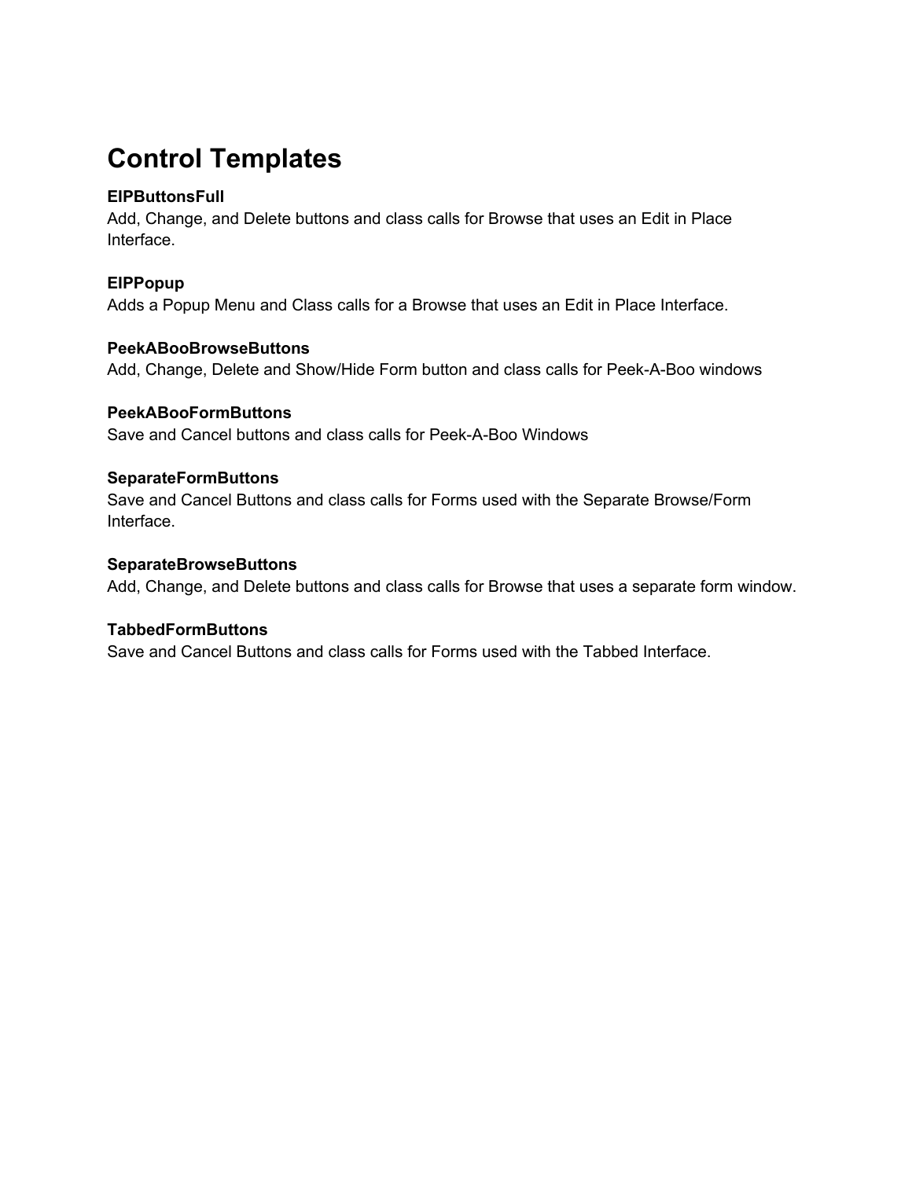# Control Templates

**EIPButtonsFull**
Add, Change, and Delete buttons and class calls for Browse that uses an Edit in Place Interface.

**EIPPopup**
Adds a Popup Menu and Class calls for a Browse that uses an Edit in Place Interface.

**PeekABooBrowseButtons**
Add, Change, Delete and Show/Hide Form button and class calls for Peek-A-Boo windows

**PeekABooFormButtons**
Save and Cancel buttons and class calls for Peek-A-Boo Windows

**SeparateFormButtons**
Save and Cancel Buttons and class calls for Forms used with the Separate Browse/Form Interface.

**SeparateBrowseButtons**
Add, Change, and Delete buttons and class calls for Browse that uses a separate form window.

**TabbedFormButtons**
Save and Cancel Buttons and class calls for Forms used with the Tabbed Interface.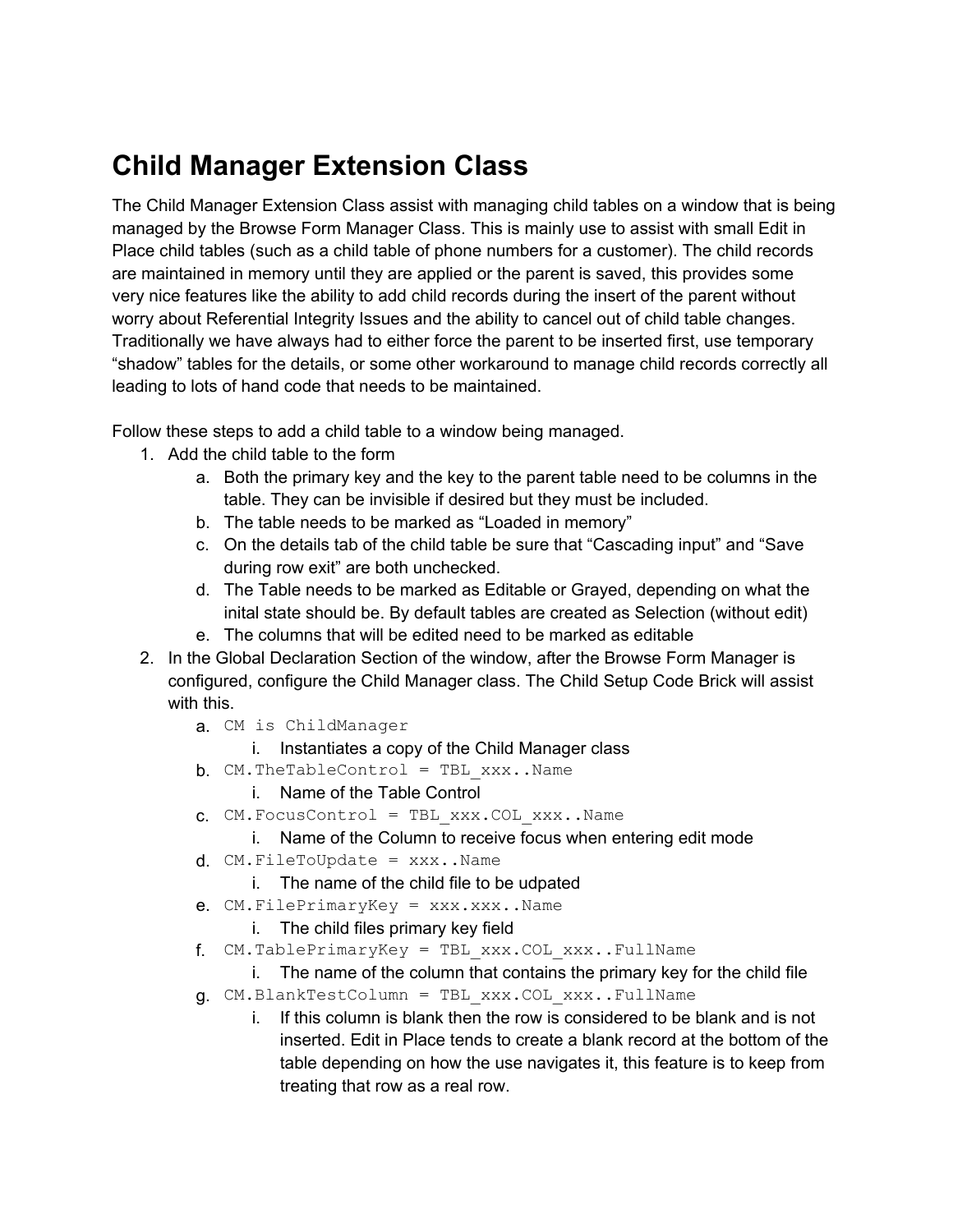# Child Manager Extension Class

The Child Manager Extension Class assist with managing child tables on a window that is being managed by the Browse Form Manager Class. This is mainly use to assist with small Edit in Place child tables (such as a child table of phone numbers for a customer). The child records are maintained in memory until they are applied or the parent is saved, this provides some very nice features like the ability to add child records during the insert of the parent without worry about Referential Integrity Issues and the ability to cancel out of child table changes. Traditionally we have always had to either force the parent to be inserted first, use temporary "shadow" tables for the details, or some other workaround to manage child records correctly all leading to lots of hand code that needs to be maintained.

Follow these steps to add a child table to a window being managed.

1. Add the child table to the form
   a. Both the primary key and the key to the parent table need to be columns in the table. They can be invisible if desired but they must be included.
   b. The table needs to be marked as "Loaded in memory"
   c. On the details tab of the child table be sure that "Cascading input" and "Save during row exit" are both unchecked.
   d. The Table needs to be marked as Editable or Grayed, depending on what the inital state should be. By default tables are created as Selection (without edit)
   e. The columns that will be edited need to be marked as editable
2. In the Global Declaration Section of the window, after the Browse Form Manager is configured, configure the Child Manager class. The Child Setup Code Brick will assist with this.
   a. `CM is ChildManager`
      i. Instantiates a copy of the Child Manager class
   b. `CM.TheTableControl = TBL_xxx..Name`
      i. Name of the Table Control
   c. `CM.FocusControl = TBL_xxx.COL_xxx..Name`
      i. Name of the Column to receive focus when entering edit mode
   d. `CM.FileToUpdate = xxx..Name`
      i. The name of the child file to be udpated
   e. `CM.FilePrimaryKey = xxx.xxx..Name`
      i. The child files primary key field
   f. `CM.TablePrimaryKey = TBL_xxx.COL_xxx..FullName`
      i. The name of the column that contains the primary key for the child file
   g. `CM.BlankTestColumn = TBL_xxx.COL_xxx..FullName`
      i. If this column is blank then the row is considered to be blank and is not inserted. Edit in Place tends to create a blank record at the bottom of the table depending on how the use navigates it, this feature is to keep from treating that row as a real row.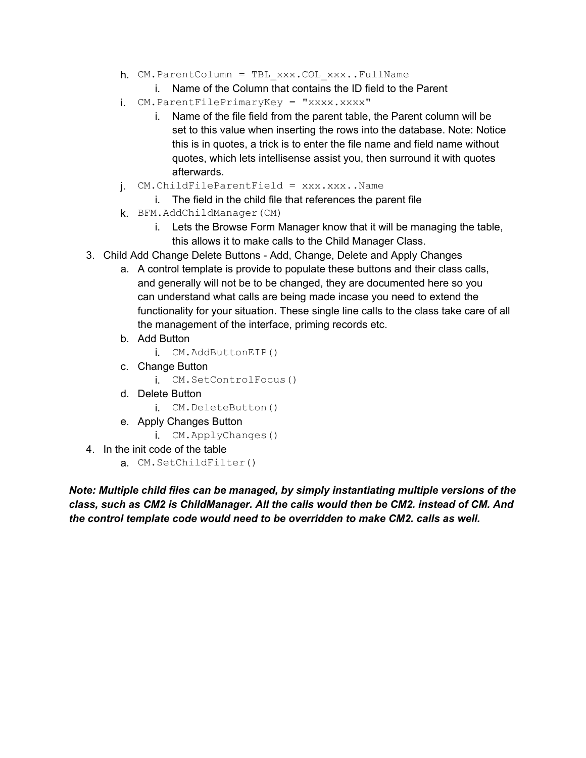h. `CM.ParentColumn = TBL_xxx.COL_xxx..FullName`
    i. Name of the Column that contains the ID field to the Parent
i. `CM.ParentFilePrimaryKey = "xxxx.xxxx"`
    i. Name of the file field from the parent table, the Parent column will be set to this value when inserting the rows into the database. Note: Notice this is in quotes, a trick is to enter the file name and field name without quotes, which lets intellisense assist you, then surround it with quotes afterwards.
j. `CM.ChildFileParentField = xxx.xxx..Name`
    i. The field in the child file that references the parent file
k. `BFM.AddChildManager(CM)`
    i. Lets the Browse Form Manager know that it will be managing the table, this allows it to make calls to the Child Manager Class.

3. Child Add Change Delete Buttons - Add, Change, Delete and Apply Changes
    a. A control template is provide to populate these buttons and their class calls, and generally will not be to be changed, they are documented here so you can understand what calls are being made incase you need to extend the functionality for your situation. These single line calls to the class take care of all the management of the interface, priming records etc.
    b. Add Button
        i. `CM.AddButtonEIP()`
    c. Change Button
        i. `CM.SetControlFocus()`
    d. Delete Button
        i. `CM.DeleteButton()`
    e. Apply Changes Button
        i. `CM.ApplyChanges()`
4. In the init code of the table
    a. `CM.SetChildFilter()`

***Note: Multiple child files can be managed, by simply instantiating multiple versions of the class, such as CM2 is ChildManager. All the calls would then be CM2. instead of CM. And the control template code would need to be overridden to make CM2. calls as well.***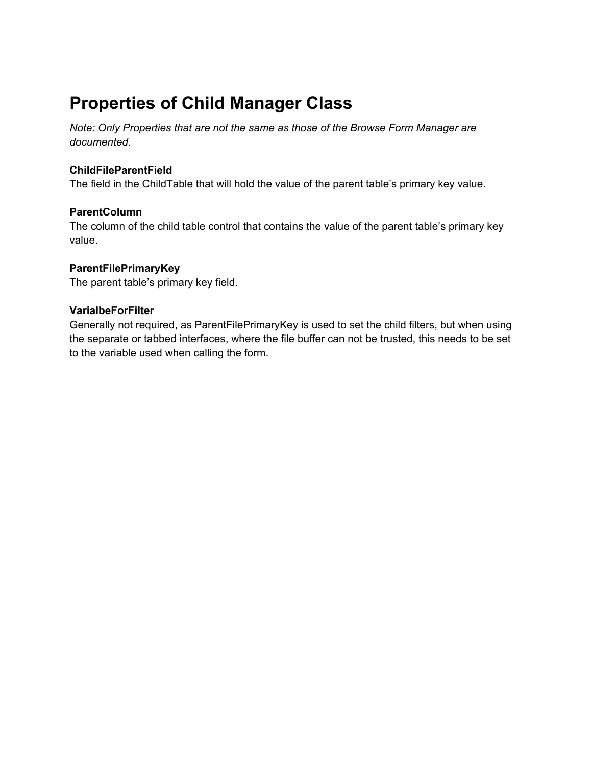# Properties of Child Manager Class

*Note: Only Properties that are not the same as those of the Browse Form Manager are documented.*

**ChildFileParentField**
The field in the ChildTable that will hold the value of the parent table's primary key value.

**ParentColumn**
The column of the child table control that contains the value of the parent table's primary key value.

**ParentFilePrimaryKey**
The parent table's primary key field.

**VarialbeForFilter**
Generally not required, as ParentFilePrimaryKey is used to set the child filters, but when using the separate or tabbed interfaces, where the file buffer can not be trusted, this needs to be set to the variable used when calling the form.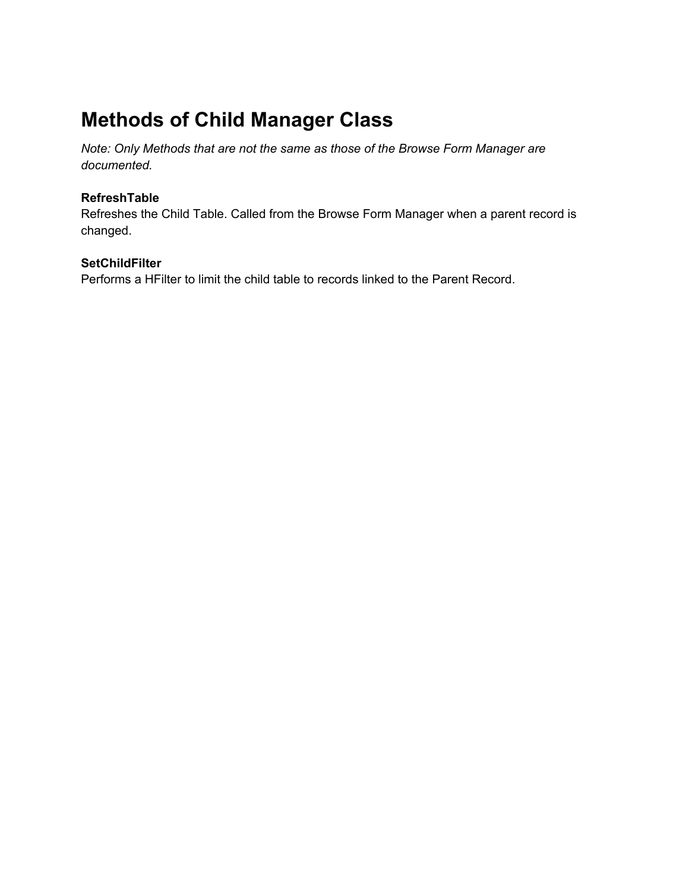# Methods of Child Manager Class

*Note: Only Methods that are not the same as those of the Browse Form Manager are documented.*

**RefreshTable**
Refreshes the Child Table. Called from the Browse Form Manager when a parent record is changed.

**SetChildFilter**
Performs a HFilter to limit the child table to records linked to the Parent Record.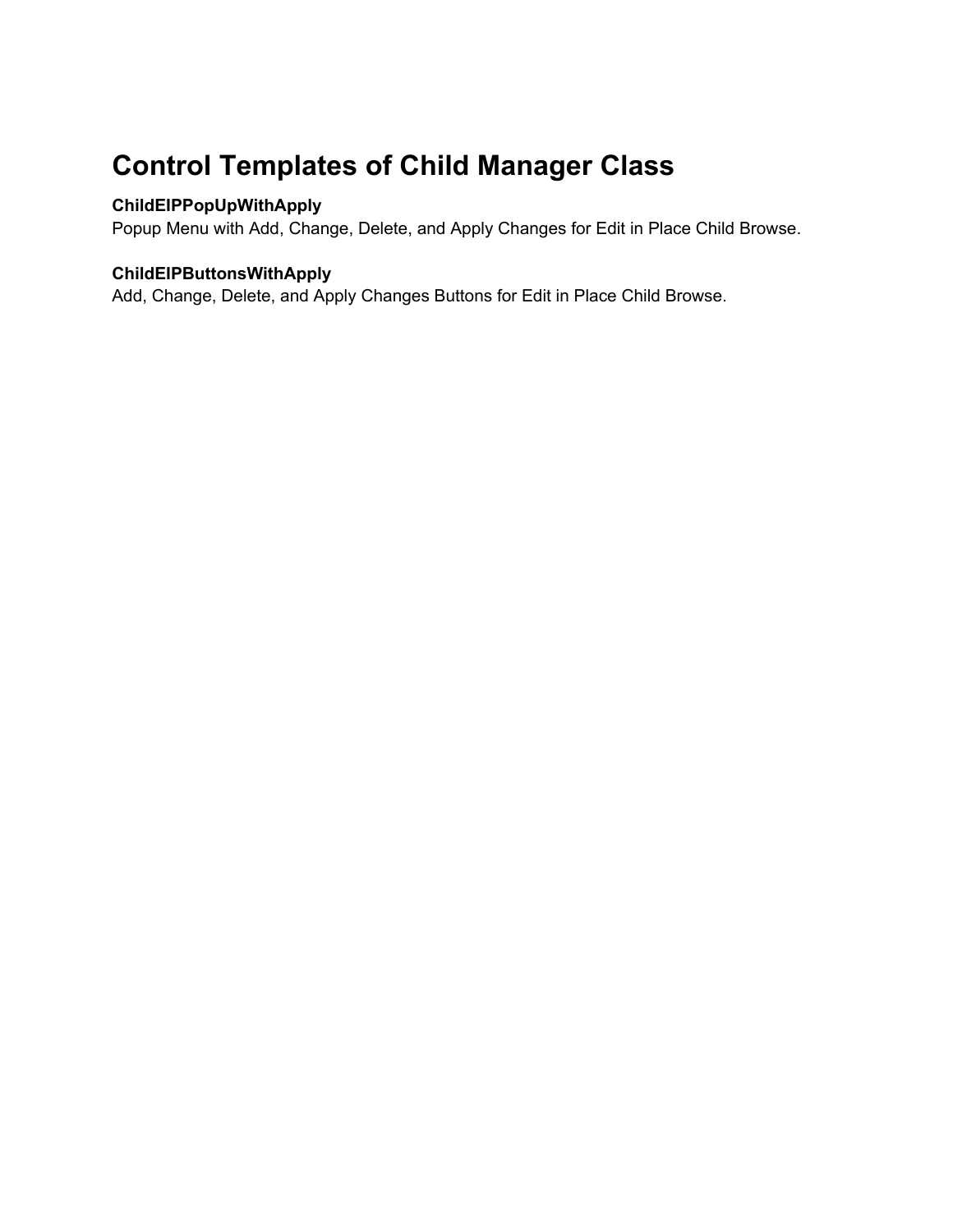# Control Templates of Child Manager Class

**ChildEIPPopUpWithApply**
Popup Menu with Add, Change, Delete, and Apply Changes for Edit in Place Child Browse.

**ChildEIPButtonsWithApply**
Add, Change, Delete, and Apply Changes Buttons for Edit in Place Child Browse.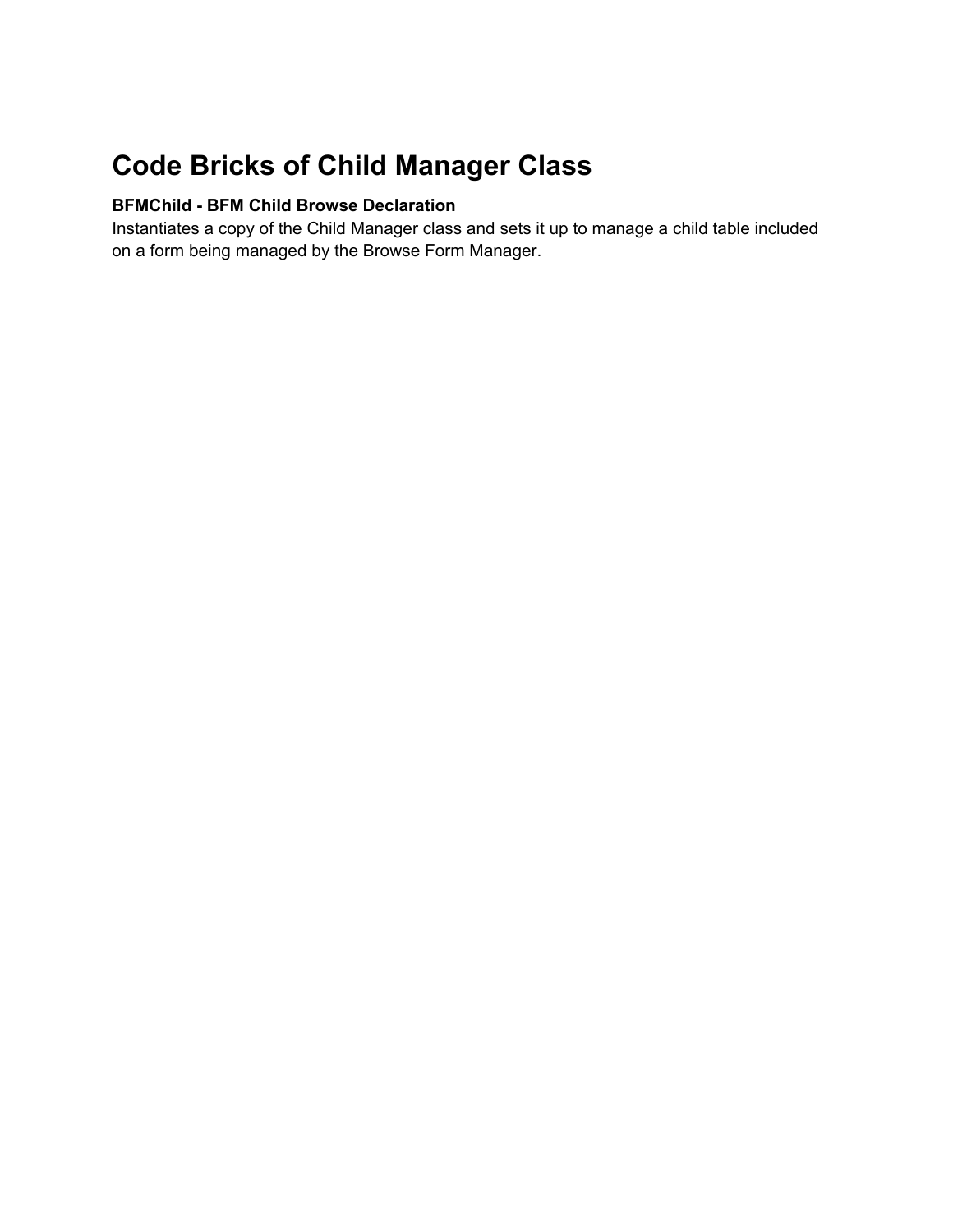# Code Bricks of Child Manager Class

**BFMChild - BFM Child Browse Declaration**
Instantiates a copy of the Child Manager class and sets it up to manage a child table included on a form being managed by the Browse Form Manager.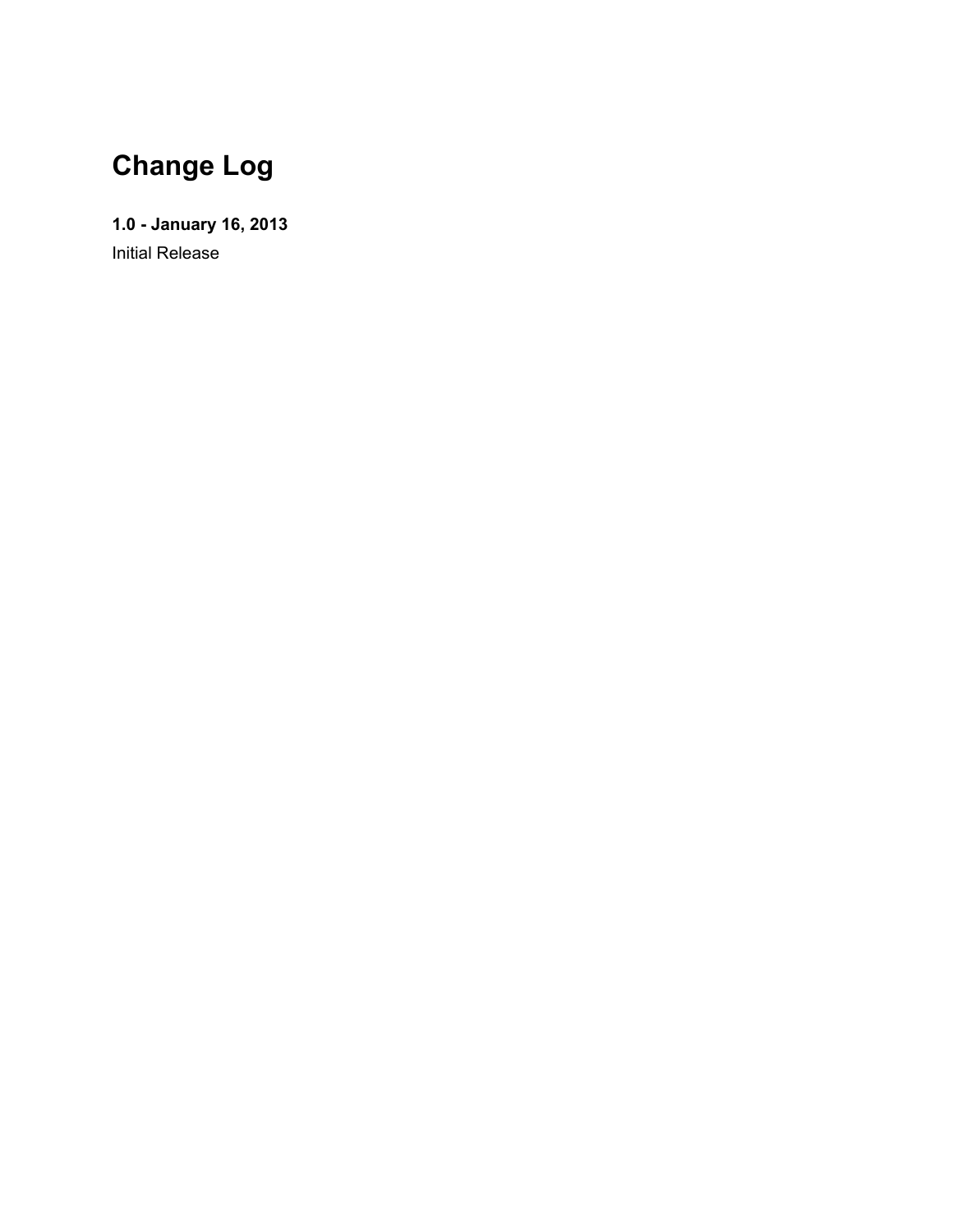# Change Log

### 1.0 - January 16, 2013

Initial Release